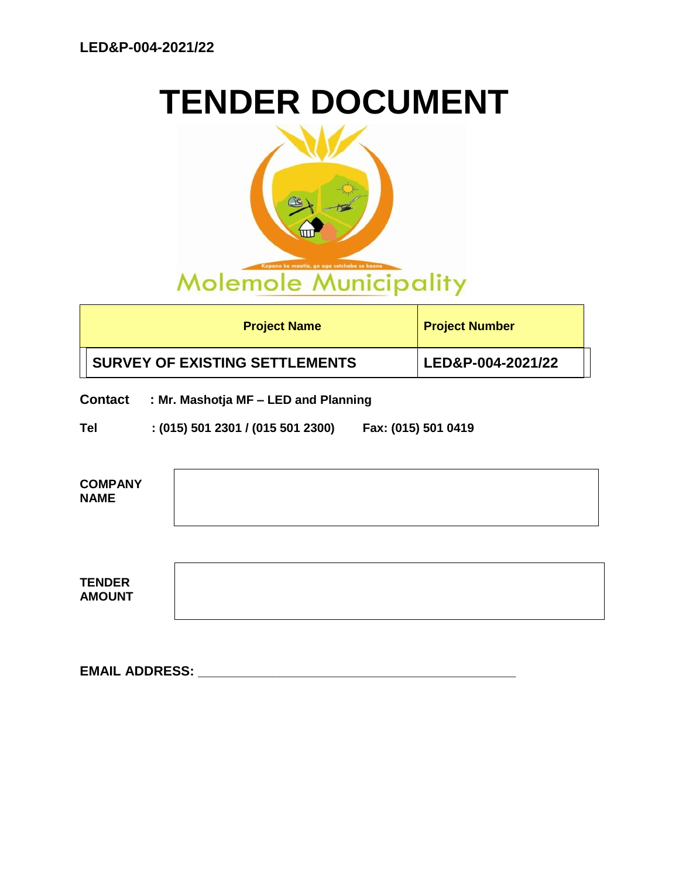LED&P-004-2021/22

# TENDER DOCUMENT

Kopano ke maatla, go aga setshaba se kaone

Molemole Municipality

| Project Name | Project Number |
|---|---|
| **SURVEY OF EXISTING SETTLEMENTS** | **LED&P-004-2021/22** |

**Contact : Mr. Mashotja MF – LED and Planning**

**Tel : (015) 501 2301 / (015 501 2300) Fax: (015) 501 0419**

| | |
|---|---|
| **COMPANY NAME** | |

| | |
|---|---|
| **TENDER AMOUNT** | |

**EMAIL ADDRESS:** ____________________________________________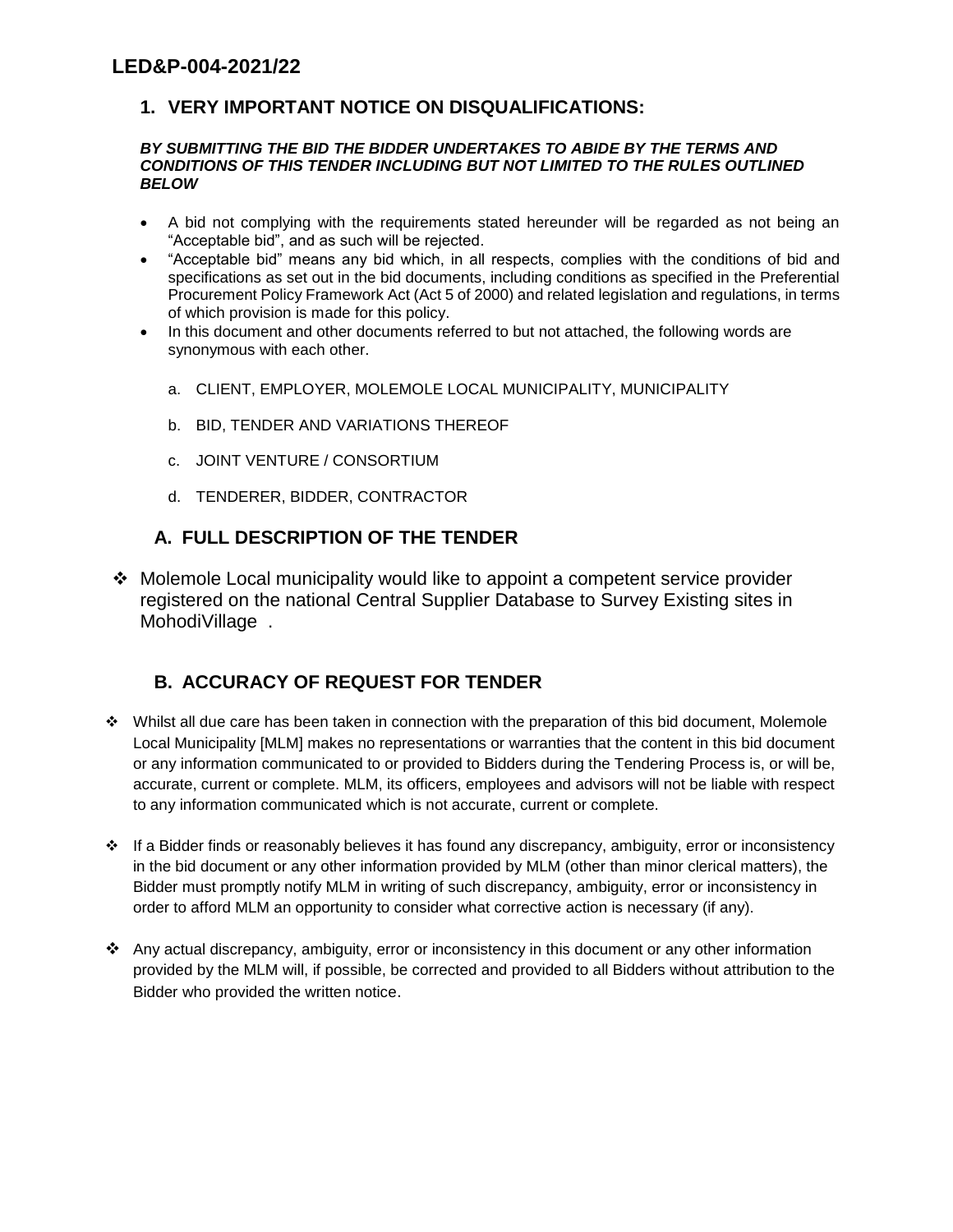# LED&P-004-2021/22

## 1. VERY IMPORTANT NOTICE ON DISQUALIFICATIONS:

***BY SUBMITTING THE BID THE BIDDER UNDERTAKES TO ABIDE BY THE TERMS AND CONDITIONS OF THIS TENDER INCLUDING BUT NOT LIMITED TO THE RULES OUTLINED BELOW***

- A bid not complying with the requirements stated hereunder will be regarded as not being an "Acceptable bid", and as such will be rejected.
- "Acceptable bid" means any bid which, in all respects, complies with the conditions of bid and specifications as set out in the bid documents, including conditions as specified in the Preferential Procurement Policy Framework Act (Act 5 of 2000) and related legislation and regulations, in terms of which provision is made for this policy.
- In this document and other documents referred to but not attached, the following words are synonymous with each other.

  a. CLIENT, EMPLOYER, MOLEMOLE LOCAL MUNICIPALITY, MUNICIPALITY

  b. BID, TENDER AND VARIATIONS THEREOF

  c. JOINT VENTURE / CONSORTIUM

  d. TENDERER, BIDDER, CONTRACTOR

### A. FULL DESCRIPTION OF THE TENDER

- Molemole Local municipality would like to appoint a competent service provider registered on the national Central Supplier Database to Survey Existing sites in MohodiVillage .

### B. ACCURACY OF REQUEST FOR TENDER

- Whilst all due care has been taken in connection with the preparation of this bid document, Molemole Local Municipality [MLM] makes no representations or warranties that the content in this bid document or any information communicated to or provided to Bidders during the Tendering Process is, or will be, accurate, current or complete. MLM, its officers, employees and advisors will not be liable with respect to any information communicated which is not accurate, current or complete.

- If a Bidder finds or reasonably believes it has found any discrepancy, ambiguity, error or inconsistency in the bid document or any other information provided by MLM (other than minor clerical matters), the Bidder must promptly notify MLM in writing of such discrepancy, ambiguity, error or inconsistency in order to afford MLM an opportunity to consider what corrective action is necessary (if any).

- Any actual discrepancy, ambiguity, error or inconsistency in this document or any other information provided by the MLM will, if possible, be corrected and provided to all Bidders without attribution to the Bidder who provided the written notice.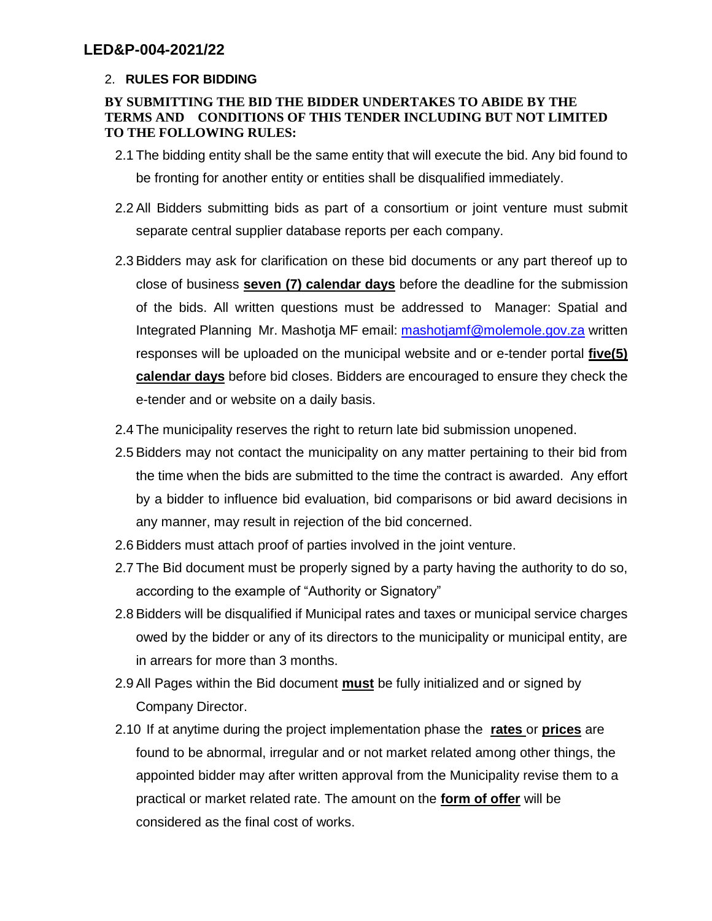## 2. RULES FOR BIDDING

**BY SUBMITTING THE BID THE BIDDER UNDERTAKES TO ABIDE BY THE TERMS AND CONDITIONS OF THIS TENDER INCLUDING BUT NOT LIMITED TO THE FOLLOWING RULES:**

2.1 The bidding entity shall be the same entity that will execute the bid. Any bid found to be fronting for another entity or entities shall be disqualified immediately.

2.2 All Bidders submitting bids as part of a consortium or joint venture must submit separate central supplier database reports per each company.

2.3 Bidders may ask for clarification on these bid documents or any part thereof up to close of business **seven (7) calendar days** before the deadline for the submission of the bids. All written questions must be addressed to Manager: Spatial and Integrated Planning Mr. Mashotja MF email: mashotjamf@molemole.gov.za written responses will be uploaded on the municipal website and or e-tender portal **five(5) calendar days** before bid closes. Bidders are encouraged to ensure they check the e-tender and or website on a daily basis.

2.4 The municipality reserves the right to return late bid submission unopened.

2.5 Bidders may not contact the municipality on any matter pertaining to their bid from the time when the bids are submitted to the time the contract is awarded. Any effort by a bidder to influence bid evaluation, bid comparisons or bid award decisions in any manner, may result in rejection of the bid concerned.

2.6 Bidders must attach proof of parties involved in the joint venture.

2.7 The Bid document must be properly signed by a party having the authority to do so, according to the example of "Authority or Signatory"

2.8 Bidders will be disqualified if Municipal rates and taxes or municipal service charges owed by the bidder or any of its directors to the municipality or municipal entity, are in arrears for more than 3 months.

2.9 All Pages within the Bid document **must** be fully initialized and or signed by Company Director.

2.10 If at anytime during the project implementation phase the **rates** or **prices** are found to be abnormal, irregular and or not market related among other things, the appointed bidder may after written approval from the Municipality revise them to a practical or market related rate. The amount on the **form of offer** will be considered as the final cost of works.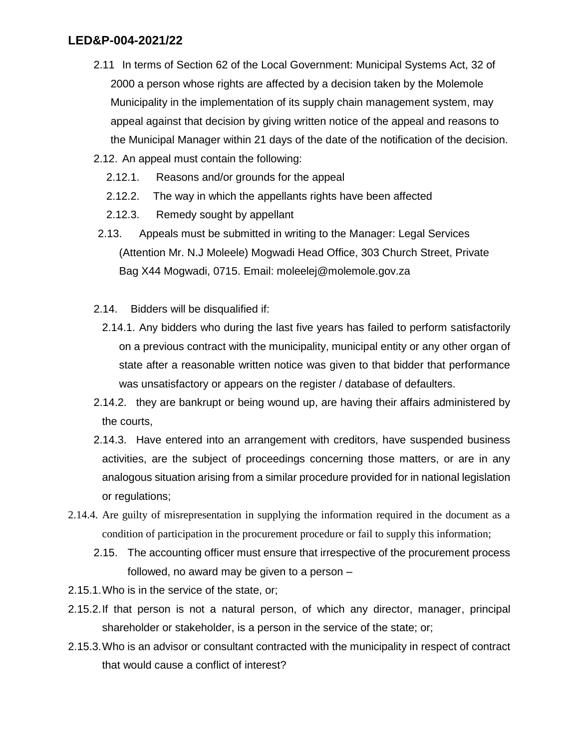2.11 In terms of Section 62 of the Local Government: Municipal Systems Act, 32 of 2000 a person whose rights are affected by a decision taken by the Molemole Municipality in the implementation of its supply chain management system, may appeal against that decision by giving written notice of the appeal and reasons to the Municipal Manager within 21 days of the date of the notification of the decision.

2.12. An appeal must contain the following:

- 2.12.1. Reasons and/or grounds for the appeal
- 2.12.2. The way in which the appellants rights have been affected
- 2.12.3. Remedy sought by appellant

2.13. Appeals must be submitted in writing to the Manager: Legal Services (Attention Mr. N.J Moleele) Mogwadi Head Office, 303 Church Street, Private Bag X44 Mogwadi, 0715. Email: moleelej@molemole.gov.za

2.14. Bidders will be disqualified if:

- 2.14.1. Any bidders who during the last five years has failed to perform satisfactorily on a previous contract with the municipality, municipal entity or any other organ of state after a reasonable written notice was given to that bidder that performance was unsatisfactory or appears on the register / database of defaulters.
- 2.14.2. they are bankrupt or being wound up, are having their affairs administered by the courts,
- 2.14.3. Have entered into an arrangement with creditors, have suspended business activities, are the subject of proceedings concerning those matters, or are in any analogous situation arising from a similar procedure provided for in national legislation or regulations;
- 2.14.4. Are guilty of misrepresentation in supplying the information required in the document as a condition of participation in the procurement procedure or fail to supply this information;

2.15. The accounting officer must ensure that irrespective of the procurement process followed, no award may be given to a person –

- 2.15.1. Who is in the service of the state, or;
- 2.15.2. If that person is not a natural person, of which any director, manager, principal shareholder or stakeholder, is a person in the service of the state; or;
- 2.15.3. Who is an advisor or consultant contracted with the municipality in respect of contract that would cause a conflict of interest?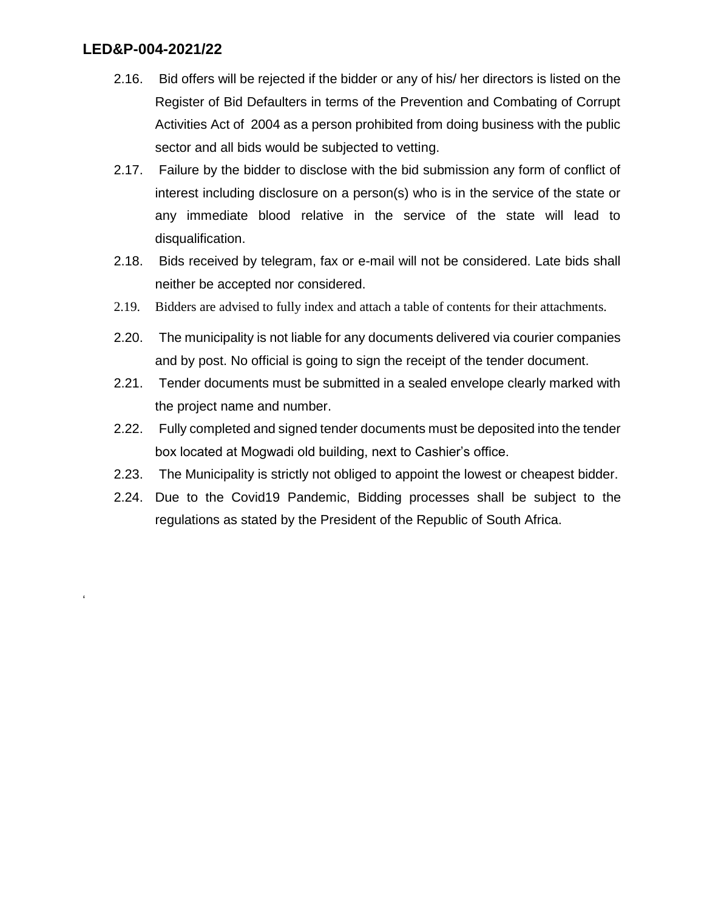2.16. Bid offers will be rejected if the bidder or any of his/ her directors is listed on the Register of Bid Defaulters in terms of the Prevention and Combating of Corrupt Activities Act of 2004 as a person prohibited from doing business with the public sector and all bids would be subjected to vetting.

2.17. Failure by the bidder to disclose with the bid submission any form of conflict of interest including disclosure on a person(s) who is in the service of the state or any immediate blood relative in the service of the state will lead to disqualification.

2.18. Bids received by telegram, fax or e-mail will not be considered. Late bids shall neither be accepted nor considered.

2.19. Bidders are advised to fully index and attach a table of contents for their attachments.

2.20. The municipality is not liable for any documents delivered via courier companies and by post. No official is going to sign the receipt of the tender document.

2.21. Tender documents must be submitted in a sealed envelope clearly marked with the project name and number.

2.22. Fully completed and signed tender documents must be deposited into the tender box located at Mogwadi old building, next to Cashier's office.

2.23. The Municipality is strictly not obliged to appoint the lowest or cheapest bidder.

2.24. Due to the Covid19 Pandemic, Bidding processes shall be subject to the regulations as stated by the President of the Republic of South Africa.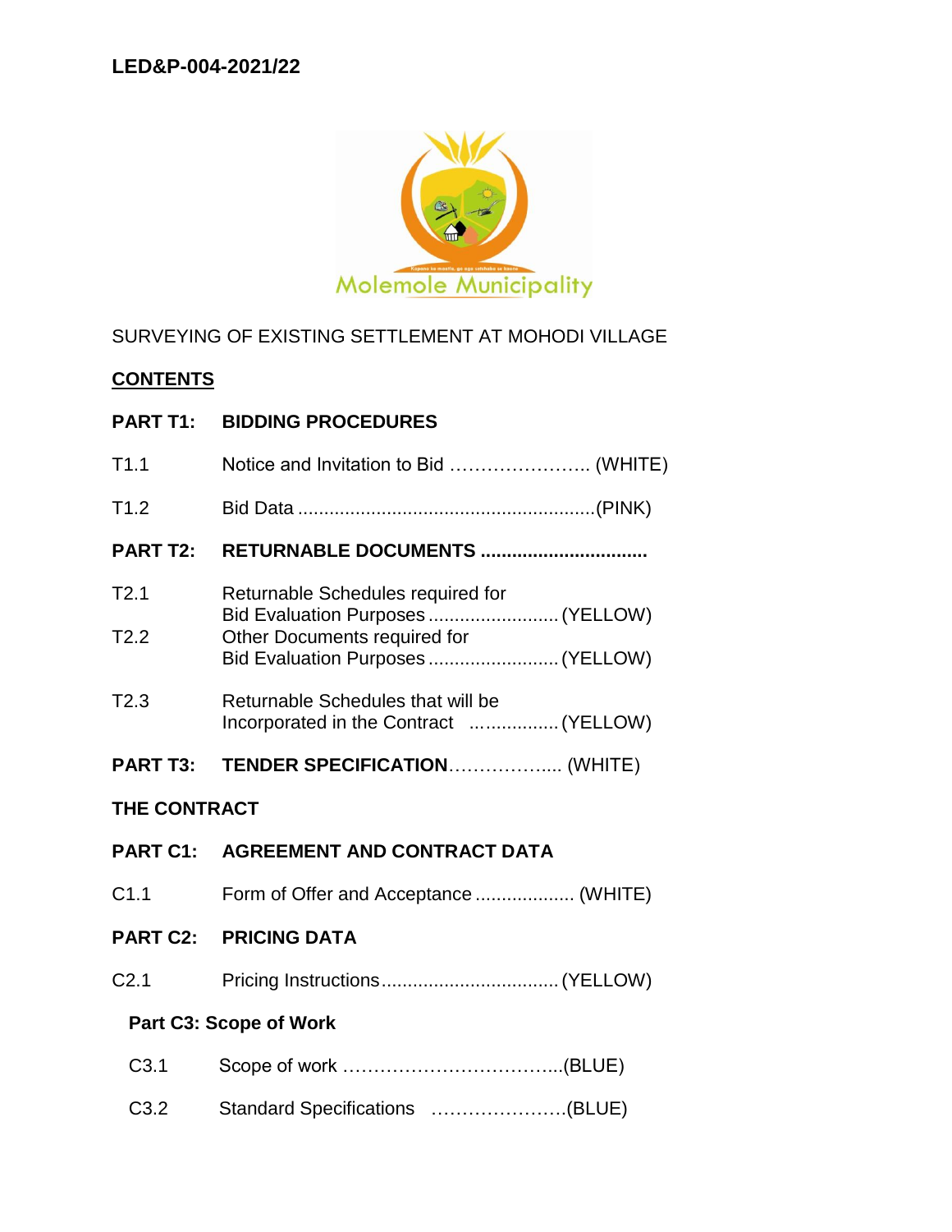LED&P-004-2021/22

Molemole Municipality

SURVEYING OF EXISTING SETTLEMENT AT MOHODI VILLAGE

**CONTENTS**

**PART T1: BIDDING PROCEDURES**

T1.1 Notice and Invitation to Bid ………………….. (WHITE)

T1.2 Bid Data ........................................................(PINK)

**PART T2: RETURNABLE DOCUMENTS ...............................**

T2.1 Returnable Schedules required for Bid Evaluation Purposes ......................... (YELLOW)

T2.2 Other Documents required for Bid Evaluation Purposes ......................... (YELLOW)

T2.3 Returnable Schedules that will be Incorporated in the Contract ................ (YELLOW)

**PART T3: TENDER SPECIFICATION**……………... (WHITE)

**THE CONTRACT**

**PART C1: AGREEMENT AND CONTRACT DATA**

C1.1 Form of Offer and Acceptance .................. (WHITE)

**PART C2: PRICING DATA**

C2.1 Pricing Instructions................................. (YELLOW)

**Part C3: Scope of Work**

C3.1 Scope of work ……………………………...(BLUE)

C3.2 Standard Specifications ………………….(BLUE)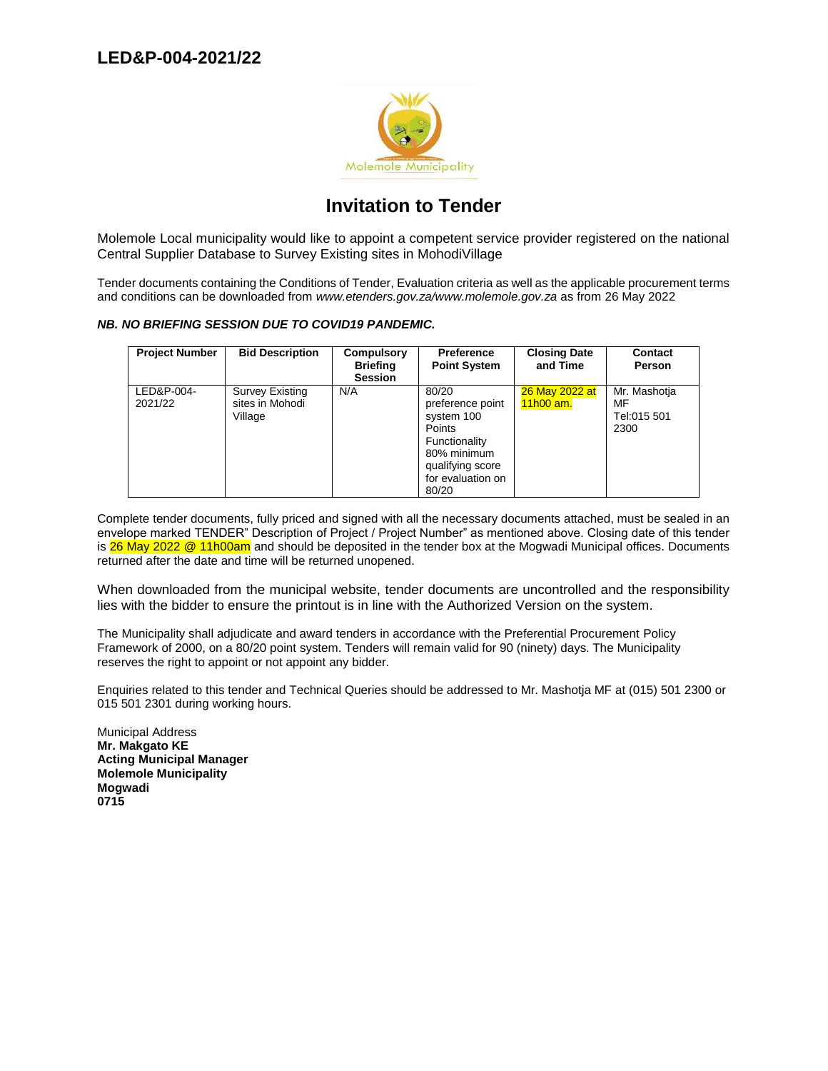# LED&P-004-2021/22

## Invitation to Tender

Molemole Local municipality would like to appoint a competent service provider registered on the national Central Supplier Database to Survey Existing sites in MohodiVillage

Tender documents containing the Conditions of Tender, Evaluation criteria as well as the applicable procurement terms and conditions can be downloaded from *www.etenders.gov.za/www.molemole.gov.za* as from 26 May 2022

***NB. NO BRIEFING SESSION DUE TO COVID19 PANDEMIC.***

| Project Number | Bid Description | Compulsory Briefing Session | Preference Point System | Closing Date and Time | Contact Person |
|---|---|---|---|---|---|
| LED&P-004-2021/22 | Survey Existing sites in Mohodi Village | N/A | 80/20 preference point system 100 Points Functionality 80% minimum qualifying score for evaluation on 80/20 | 26 May 2022 at 11h00 am. | Mr. Mashotja MF Tel:015 501 2300 |

Complete tender documents, fully priced and signed with all the necessary documents attached, must be sealed in an envelope marked TENDER" Description of Project / Project Number" as mentioned above. Closing date of this tender is 26 May 2022 @ 11h00am and should be deposited in the tender box at the Mogwadi Municipal offices. Documents returned after the date and time will be returned unopened.

When downloaded from the municipal website, tender documents are uncontrolled and the responsibility lies with the bidder to ensure the printout is in line with the Authorized Version on the system.

The Municipality shall adjudicate and award tenders in accordance with the Preferential Procurement Policy Framework of 2000, on a 80/20 point system. Tenders will remain valid for 90 (ninety) days. The Municipality reserves the right to appoint or not appoint any bidder.

Enquiries related to this tender and Technical Queries should be addressed to Mr. Mashotja MF at (015) 501 2300 or 015 501 2301 during working hours.

Municipal Address
**Mr. Makgato KE**
**Acting Municipal Manager**
**Molemole Municipality**
**Mogwadi**
**0715**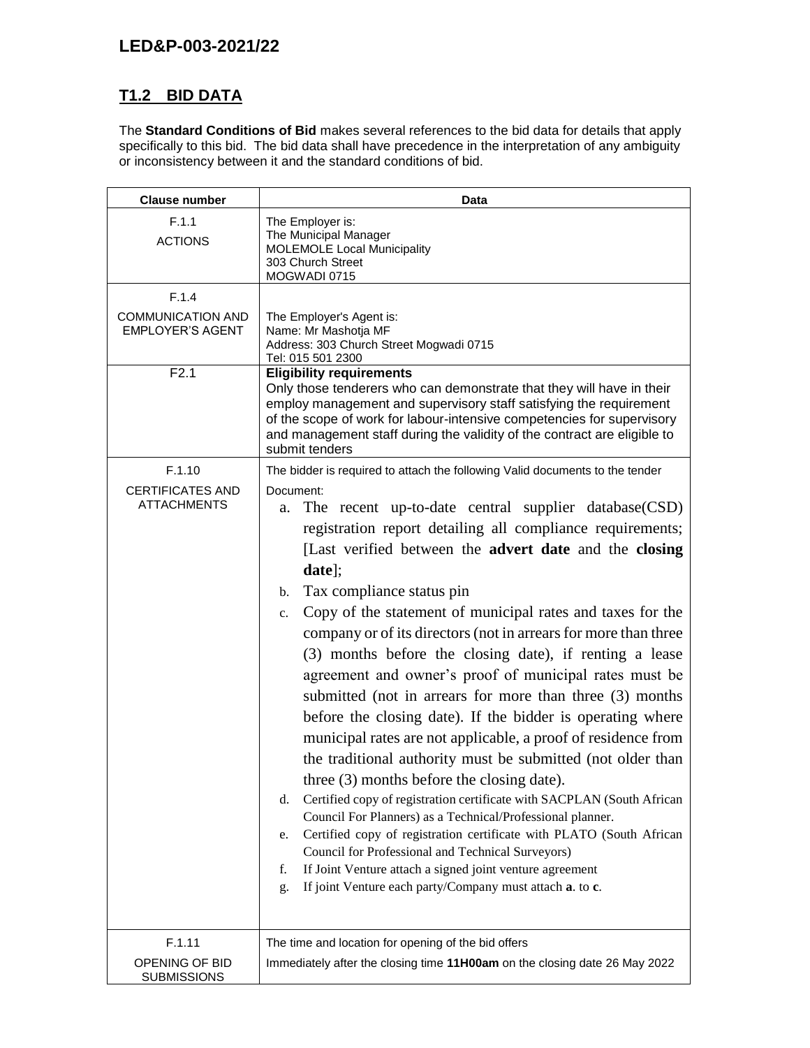## T1.2 BID DATA

The **Standard Conditions of Bid** makes several references to the bid data for details that apply specifically to this bid. The bid data shall have precedence in the interpretation of any ambiguity or inconsistency between it and the standard conditions of bid.

| Clause number | Data |
|---|---|
| F.1.1<br>ACTIONS | The Employer is:<br>The Municipal Manager<br>MOLEMOLE Local Municipality<br>303 Church Street<br>MOGWADI 0715 |
| F.1.4<br>COMMUNICATION AND EMPLOYER'S AGENT | The Employer's Agent is:<br>Name: Mr Mashotja MF<br>Address: 303 Church Street Mogwadi 0715<br>Tel: 015 501 2300 |
| F2.1 | **Eligibility requirements**<br>Only those tenderers who can demonstrate that they will have in their employ management and supervisory staff satisfying the requirement of the scope of work for labour-intensive competencies for supervisory and management staff during the validity of the contract are eligible to submit tenders |
| F.1.10<br>CERTIFICATES AND ATTACHMENTS | The bidder is required to attach the following Valid documents to the tender Document:<br>a. The recent up-to-date central supplier database(CSD) registration report detailing all compliance requirements; [Last verified between the **advert date** and the **closing date**];<br>b. Tax compliance status pin<br>c. Copy of the statement of municipal rates and taxes for the company or of its directors (not in arrears for more than three (3) months before the closing date), if renting a lease agreement and owner's proof of municipal rates must be submitted (not in arrears for more than three (3) months before the closing date). If the bidder is operating where municipal rates are not applicable, a proof of residence from the traditional authority must be submitted (not older than three (3) months before the closing date).<br>d. Certified copy of registration certificate with SACPLAN (South African Council For Planners) as a Technical/Professional planner.<br>e. Certified copy of registration certificate with PLATO (South African Council for Professional and Technical Surveyors)<br>f. If Joint Venture attach a signed joint venture agreement<br>g. If joint Venture each party/Company must attach **a**. to **c**. |
| F.1.11<br>OPENING OF BID SUBMISSIONS | The time and location for opening of the bid offers<br>Immediately after the closing time **11H00am** on the closing date 26 May 2022 |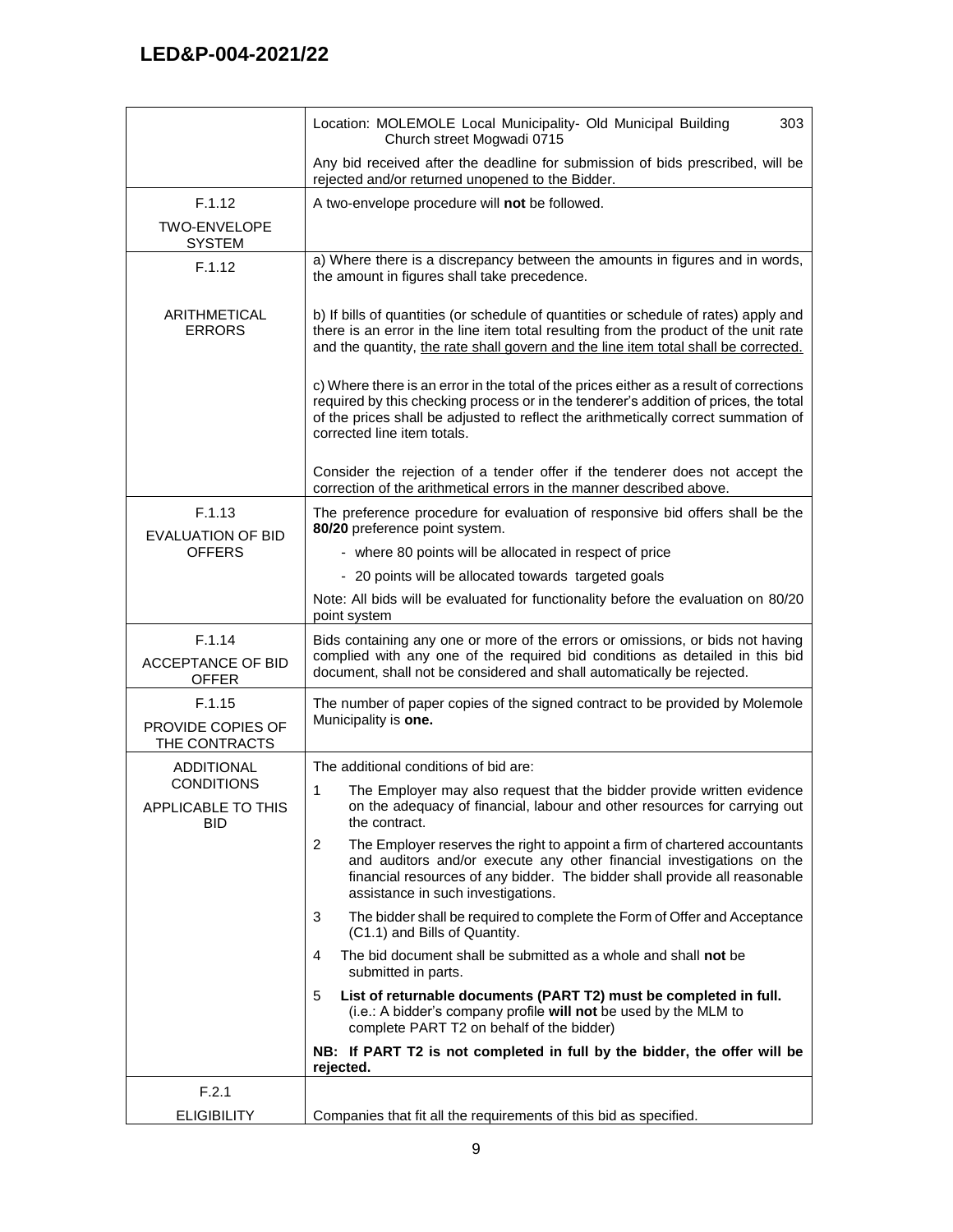| | |
|---|---|
| | Location: MOLEMOLE Local Municipality- Old Municipal Building 303 Church street Mogwadi 0715<br><br>Any bid received after the deadline for submission of bids prescribed, will be rejected and/or returned unopened to the Bidder. |
| F.1.12<br><br>TWO-ENVELOPE SYSTEM | A two-envelope procedure will **not** be followed. |
| F.1.12<br><br>ARITHMETICAL ERRORS | a) Where there is a discrepancy between the amounts in figures and in words, the amount in figures shall take precedence.<br><br>b) If bills of quantities (or schedule of quantities or schedule of rates) apply and there is an error in the line item total resulting from the product of the unit rate and the quantity, <u>the rate shall govern and the line item total shall be corrected.</u><br><br>c) Where there is an error in the total of the prices either as a result of corrections required by this checking process or in the tenderer's addition of prices, the total of the prices shall be adjusted to reflect the arithmetically correct summation of corrected line item totals.<br><br>Consider the rejection of a tender offer if the tenderer does not accept the correction of the arithmetical errors in the manner described above. |
| F.1.13<br><br>EVALUATION OF BID OFFERS | The preference procedure for evaluation of responsive bid offers shall be the **80/20** preference point system.<br><br>- where 80 points will be allocated in respect of price<br>- 20 points will be allocated towards targeted goals<br><br>Note: All bids will be evaluated for functionality before the evaluation on 80/20 point system |
| F.1.14<br><br>ACCEPTANCE OF BID OFFER | Bids containing any one or more of the errors or omissions, or bids not having complied with any one of the required bid conditions as detailed in this bid document, shall not be considered and shall automatically be rejected. |
| F.1.15<br><br>PROVIDE COPIES OF THE CONTRACTS | The number of paper copies of the signed contract to be provided by Molemole Municipality is **one.** |
| ADDITIONAL CONDITIONS<br><br>APPLICABLE TO THIS BID | The additional conditions of bid are:<br><br>1 The Employer may also request that the bidder provide written evidence on the adequacy of financial, labour and other resources for carrying out the contract.<br><br>2 The Employer reserves the right to appoint a firm of chartered accountants and auditors and/or execute any other financial investigations on the financial resources of any bidder. The bidder shall provide all reasonable assistance in such investigations.<br><br>3 The bidder shall be required to complete the Form of Offer and Acceptance (C1.1) and Bills of Quantity.<br><br>4 The bid document shall be submitted as a whole and shall **not** be submitted in parts.<br><br>5 **List of returnable documents (PART T2) must be completed in full.** (i.e.: A bidder's company profile **will not** be used by the MLM to complete PART T2 on behalf of the bidder)<br><br>**NB: If PART T2 is not completed in full by the bidder, the offer will be rejected.** |
| F.2.1<br><br>ELIGIBILITY | Companies that fit all the requirements of this bid as specified. |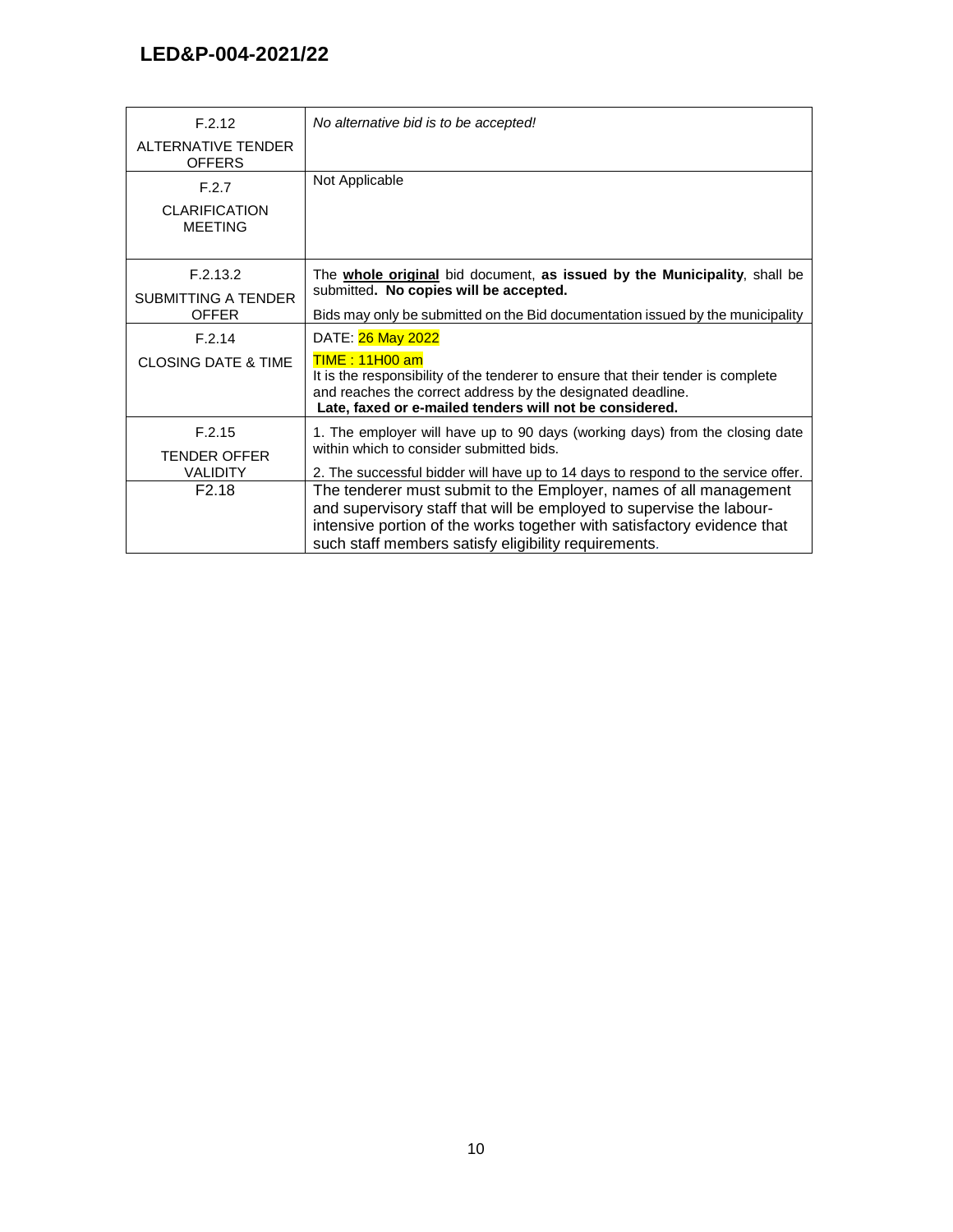**LED&P-004-2021/22**

| | |
|---|---|
| F.2.12<br>ALTERNATIVE TENDER OFFERS | *No alternative bid is to be accepted!* |
| F.2.7<br>CLARIFICATION MEETING | Not Applicable |
| F.2.13.2<br>SUBMITTING A TENDER OFFER | The **whole original** bid document, **as issued by the Municipality**, shall be submitted**. No copies will be accepted.**<br>Bids may only be submitted on the Bid documentation issued by the municipality |
| F.2.14<br>CLOSING DATE & TIME | DATE: 26 May 2022<br>TIME : 11H00 am<br>It is the responsibility of the tenderer to ensure that their tender is complete and reaches the correct address by the designated deadline.<br>**Late, faxed or e-mailed tenders will not be considered.** |
| F.2.15<br>TENDER OFFER VALIDITY | 1. The employer will have up to 90 days (working days) from the closing date within which to consider submitted bids.<br>2. The successful bidder will have up to 14 days to respond to the service offer. |
| F2.18 | The tenderer must submit to the Employer, names of all management and supervisory staff that will be employed to supervise the labour-intensive portion of the works together with satisfactory evidence that such staff members satisfy eligibility requirements. |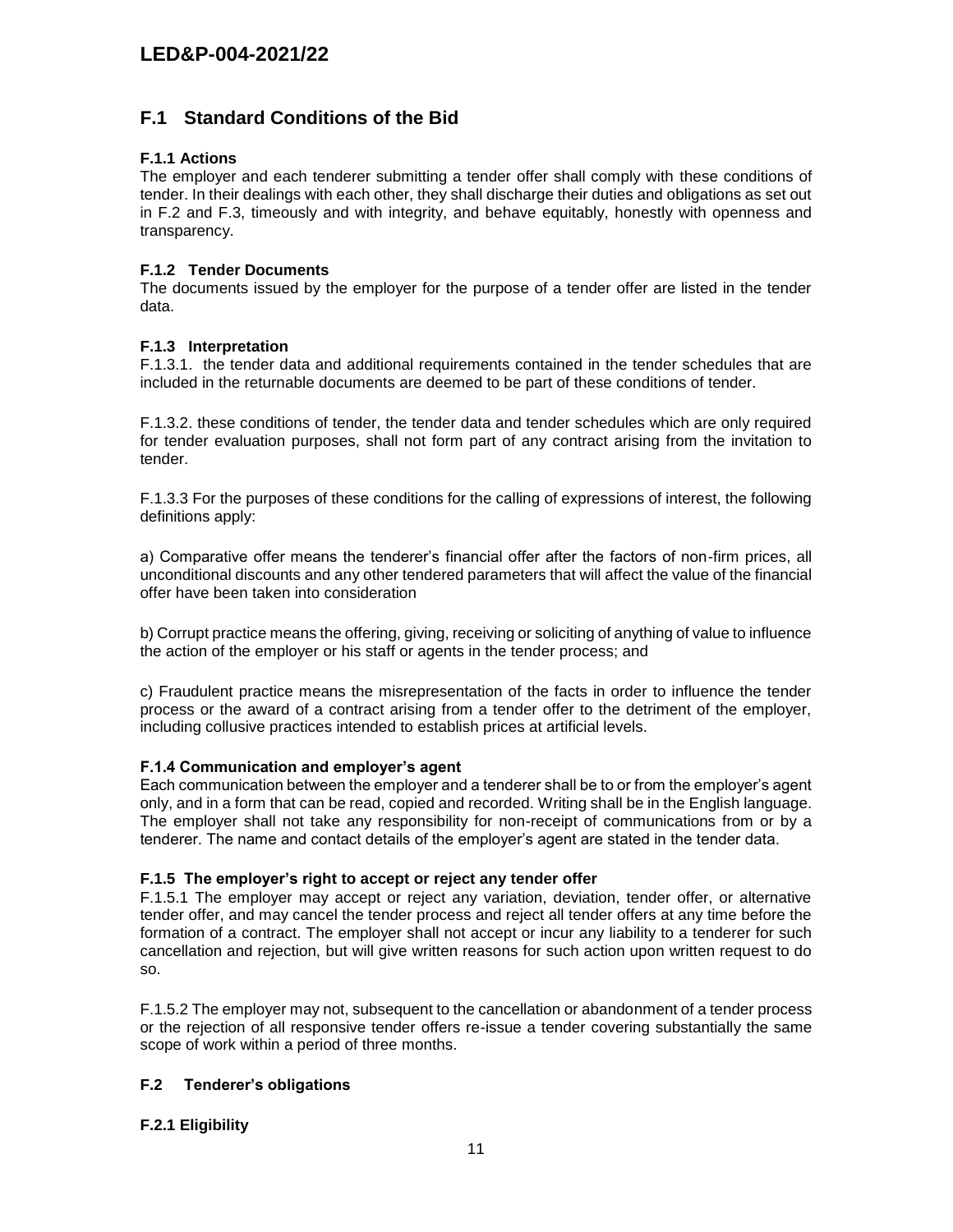## F.1 Standard Conditions of the Bid

### F.1.1 Actions

The employer and each tenderer submitting a tender offer shall comply with these conditions of tender. In their dealings with each other, they shall discharge their duties and obligations as set out in F.2 and F.3, timeously and with integrity, and behave equitably, honestly with openness and transparency.

### F.1.2 Tender Documents

The documents issued by the employer for the purpose of a tender offer are listed in the tender data.

### F.1.3 Interpretation

F.1.3.1. the tender data and additional requirements contained in the tender schedules that are included in the returnable documents are deemed to be part of these conditions of tender.

F.1.3.2. these conditions of tender, the tender data and tender schedules which are only required for tender evaluation purposes, shall not form part of any contract arising from the invitation to tender.

F.1.3.3 For the purposes of these conditions for the calling of expressions of interest, the following definitions apply:

a) Comparative offer means the tenderer's financial offer after the factors of non-firm prices, all unconditional discounts and any other tendered parameters that will affect the value of the financial offer have been taken into consideration

b) Corrupt practice means the offering, giving, receiving or soliciting of anything of value to influence the action of the employer or his staff or agents in the tender process; and

c) Fraudulent practice means the misrepresentation of the facts in order to influence the tender process or the award of a contract arising from a tender offer to the detriment of the employer, including collusive practices intended to establish prices at artificial levels.

### F.1.4 Communication and employer's agent

Each communication between the employer and a tenderer shall be to or from the employer's agent only, and in a form that can be read, copied and recorded. Writing shall be in the English language. The employer shall not take any responsibility for non-receipt of communications from or by a tenderer. The name and contact details of the employer's agent are stated in the tender data.

### F.1.5 The employer's right to accept or reject any tender offer

F.1.5.1 The employer may accept or reject any variation, deviation, tender offer, or alternative tender offer, and may cancel the tender process and reject all tender offers at any time before the formation of a contract. The employer shall not accept or incur any liability to a tenderer for such cancellation and rejection, but will give written reasons for such action upon written request to do so.

F.1.5.2 The employer may not, subsequent to the cancellation or abandonment of a tender process or the rejection of all responsive tender offers re-issue a tender covering substantially the same scope of work within a period of three months.

## F.2 Tenderer's obligations

### F.2.1 Eligibility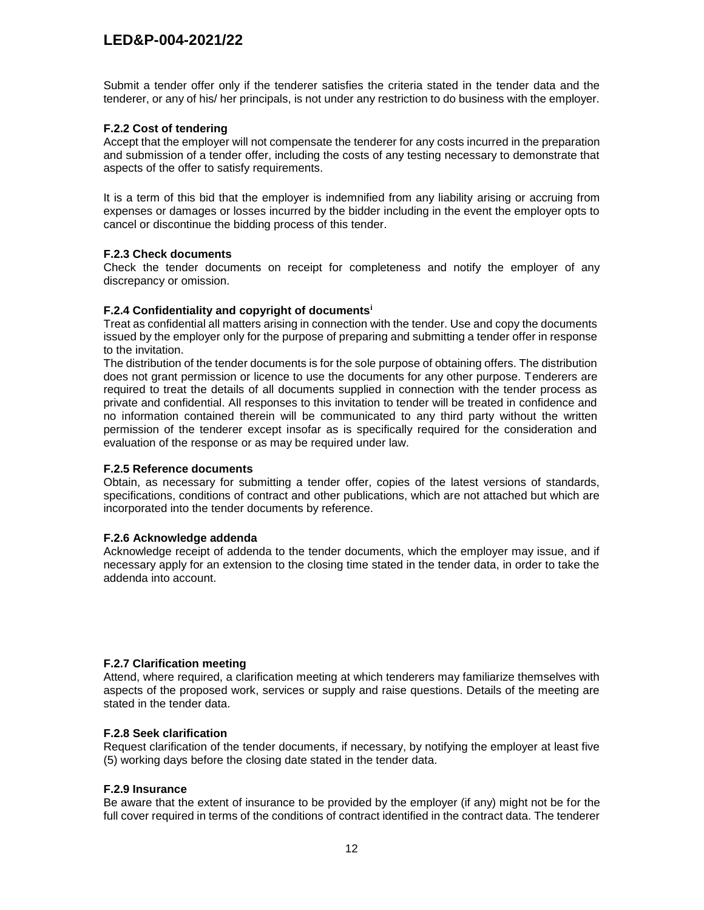Submit a tender offer only if the tenderer satisfies the criteria stated in the tender data and the tenderer, or any of his/ her principals, is not under any restriction to do business with the employer.

**F.2.2 Cost of tendering**

Accept that the employer will not compensate the tenderer for any costs incurred in the preparation and submission of a tender offer, including the costs of any testing necessary to demonstrate that aspects of the offer to satisfy requirements.

It is a term of this bid that the employer is indemnified from any liability arising or accruing from expenses or damages or losses incurred by the bidder including in the event the employer opts to cancel or discontinue the bidding process of this tender.

**F.2.3 Check documents**

Check the tender documents on receipt for completeness and notify the employer of any discrepancy or omission.

**F.2.4 Confidentiality and copyright of documents**[i]

Treat as confidential all matters arising in connection with the tender. Use and copy the documents issued by the employer only for the purpose of preparing and submitting a tender offer in response to the invitation.

The distribution of the tender documents is for the sole purpose of obtaining offers. The distribution does not grant permission or licence to use the documents for any other purpose. Tenderers are required to treat the details of all documents supplied in connection with the tender process as private and confidential. All responses to this invitation to tender will be treated in confidence and no information contained therein will be communicated to any third party without the written permission of the tenderer except insofar as is specifically required for the consideration and evaluation of the response or as may be required under law.

**F.2.5 Reference documents**

Obtain, as necessary for submitting a tender offer, copies of the latest versions of standards, specifications, conditions of contract and other publications, which are not attached but which are incorporated into the tender documents by reference.

**F.2.6 Acknowledge addenda**

Acknowledge receipt of addenda to the tender documents, which the employer may issue, and if necessary apply for an extension to the closing time stated in the tender data, in order to take the addenda into account.

**F.2.7 Clarification meeting**

Attend, where required, a clarification meeting at which tenderers may familiarize themselves with aspects of the proposed work, services or supply and raise questions. Details of the meeting are stated in the tender data.

**F.2.8 Seek clarification**

Request clarification of the tender documents, if necessary, by notifying the employer at least five (5) working days before the closing date stated in the tender data.

**F.2.9 Insurance**

Be aware that the extent of insurance to be provided by the employer (if any) might not be for the full cover required in terms of the conditions of contract identified in the contract data. The tenderer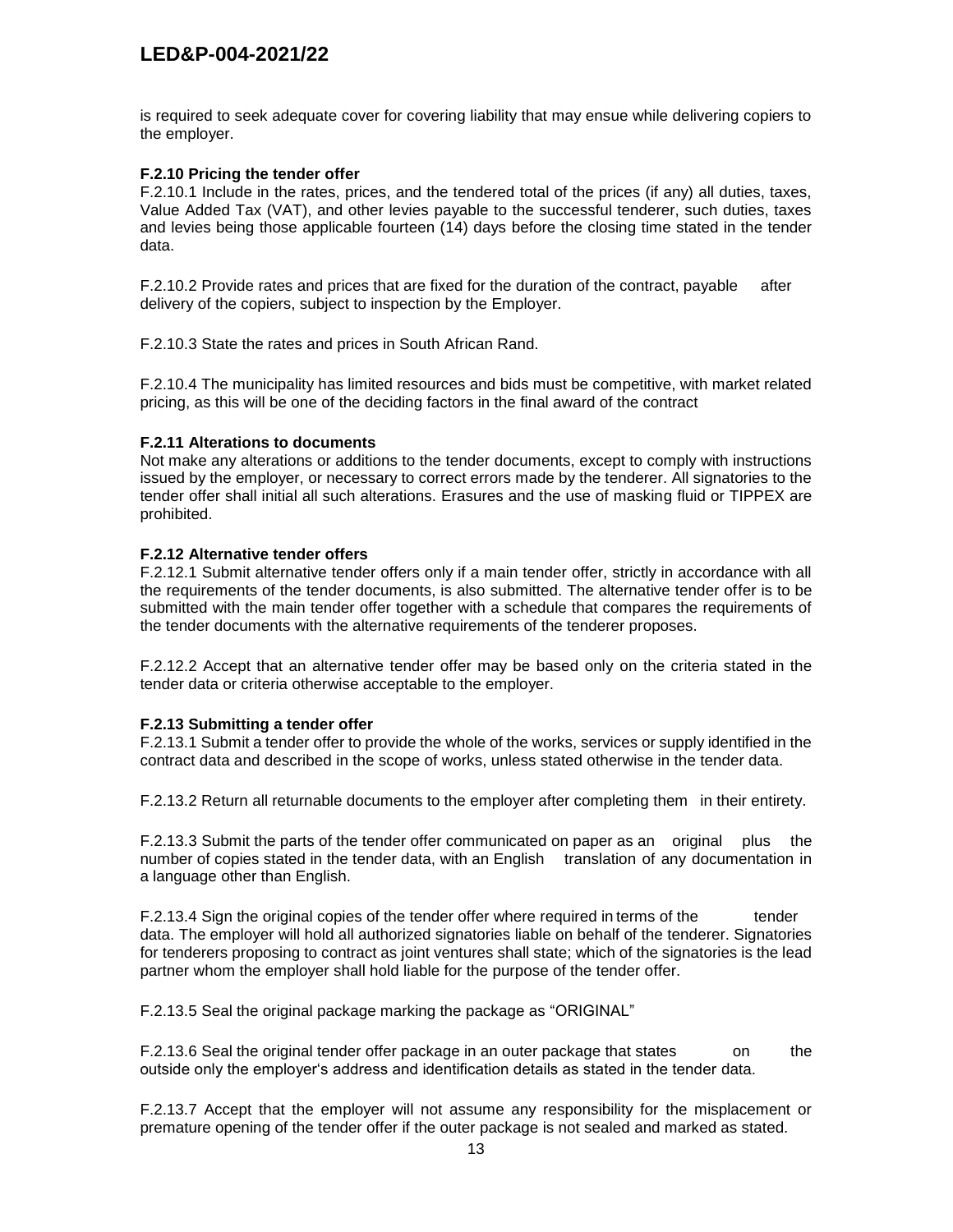is required to seek adequate cover for covering liability that may ensue while delivering copiers to the employer.

**F.2.10 Pricing the tender offer**

F.2.10.1 Include in the rates, prices, and the tendered total of the prices (if any) all duties, taxes, Value Added Tax (VAT), and other levies payable to the successful tenderer, such duties, taxes and levies being those applicable fourteen (14) days before the closing time stated in the tender data.

F.2.10.2 Provide rates and prices that are fixed for the duration of the contract, payable after delivery of the copiers, subject to inspection by the Employer.

F.2.10.3 State the rates and prices in South African Rand.

F.2.10.4 The municipality has limited resources and bids must be competitive, with market related pricing, as this will be one of the deciding factors in the final award of the contract

**F.2.11 Alterations to documents**

Not make any alterations or additions to the tender documents, except to comply with instructions issued by the employer, or necessary to correct errors made by the tenderer. All signatories to the tender offer shall initial all such alterations. Erasures and the use of masking fluid or TIPPEX are prohibited.

**F.2.12 Alternative tender offers**

F.2.12.1 Submit alternative tender offers only if a main tender offer, strictly in accordance with all the requirements of the tender documents, is also submitted. The alternative tender offer is to be submitted with the main tender offer together with a schedule that compares the requirements of the tender documents with the alternative requirements of the tenderer proposes.

F.2.12.2 Accept that an alternative tender offer may be based only on the criteria stated in the tender data or criteria otherwise acceptable to the employer.

**F.2.13 Submitting a tender offer**

F.2.13.1 Submit a tender offer to provide the whole of the works, services or supply identified in the contract data and described in the scope of works, unless stated otherwise in the tender data.

F.2.13.2 Return all returnable documents to the employer after completing them in their entirety.

F.2.13.3 Submit the parts of the tender offer communicated on paper as an original plus the number of copies stated in the tender data, with an English translation of any documentation in a language other than English.

F.2.13.4 Sign the original copies of the tender offer where required in terms of the tender data. The employer will hold all authorized signatories liable on behalf of the tenderer. Signatories for tenderers proposing to contract as joint ventures shall state; which of the signatories is the lead partner whom the employer shall hold liable for the purpose of the tender offer.

F.2.13.5 Seal the original package marking the package as "ORIGINAL"

F.2.13.6 Seal the original tender offer package in an outer package that states on the outside only the employer's address and identification details as stated in the tender data.

F.2.13.7 Accept that the employer will not assume any responsibility for the misplacement or premature opening of the tender offer if the outer package is not sealed and marked as stated.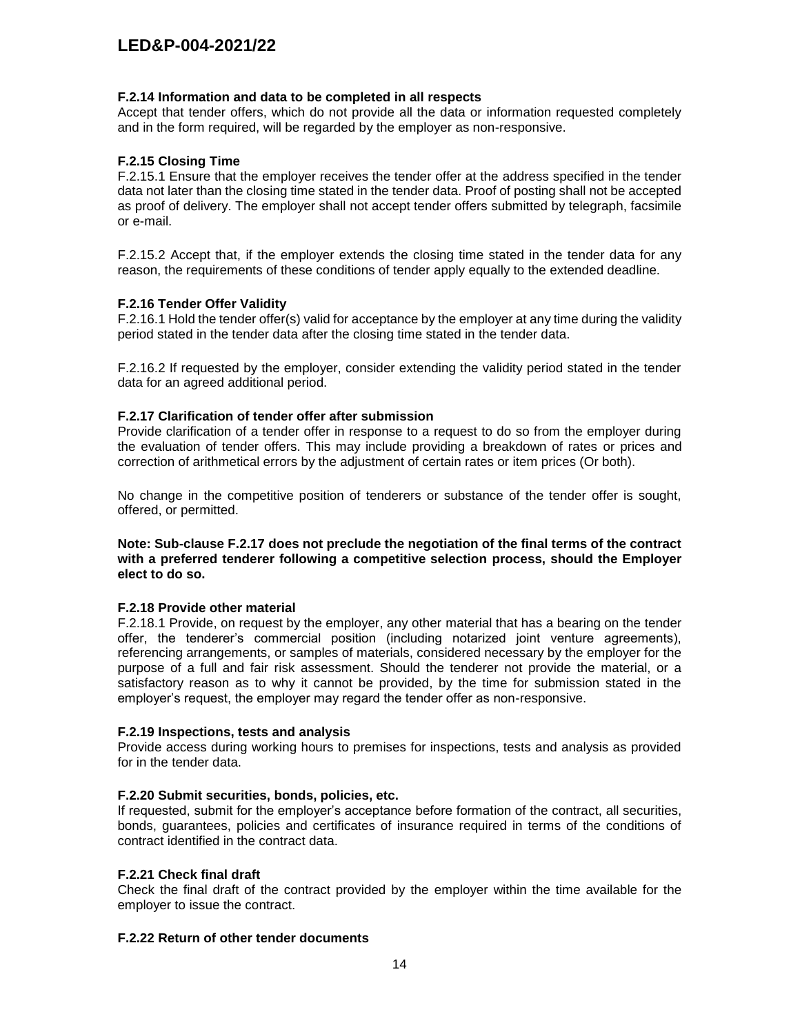#### F.2.14 Information and data to be completed in all respects

Accept that tender offers, which do not provide all the data or information requested completely and in the form required, will be regarded by the employer as non-responsive.

#### F.2.15 Closing Time

F.2.15.1 Ensure that the employer receives the tender offer at the address specified in the tender data not later than the closing time stated in the tender data. Proof of posting shall not be accepted as proof of delivery. The employer shall not accept tender offers submitted by telegraph, facsimile or e-mail.

F.2.15.2 Accept that, if the employer extends the closing time stated in the tender data for any reason, the requirements of these conditions of tender apply equally to the extended deadline.

#### F.2.16 Tender Offer Validity

F.2.16.1 Hold the tender offer(s) valid for acceptance by the employer at any time during the validity period stated in the tender data after the closing time stated in the tender data.

F.2.16.2 If requested by the employer, consider extending the validity period stated in the tender data for an agreed additional period.

#### F.2.17 Clarification of tender offer after submission

Provide clarification of a tender offer in response to a request to do so from the employer during the evaluation of tender offers. This may include providing a breakdown of rates or prices and correction of arithmetical errors by the adjustment of certain rates or item prices (Or both).

No change in the competitive position of tenderers or substance of the tender offer is sought, offered, or permitted.

**Note: Sub-clause F.2.17 does not preclude the negotiation of the final terms of the contract with a preferred tenderer following a competitive selection process, should the Employer elect to do so.**

#### F.2.18 Provide other material

F.2.18.1 Provide, on request by the employer, any other material that has a bearing on the tender offer, the tenderer's commercial position (including notarized joint venture agreements), referencing arrangements, or samples of materials, considered necessary by the employer for the purpose of a full and fair risk assessment. Should the tenderer not provide the material, or a satisfactory reason as to why it cannot be provided, by the time for submission stated in the employer's request, the employer may regard the tender offer as non-responsive.

#### F.2.19 Inspections, tests and analysis

Provide access during working hours to premises for inspections, tests and analysis as provided for in the tender data.

#### F.2.20 Submit securities, bonds, policies, etc.

If requested, submit for the employer's acceptance before formation of the contract, all securities, bonds, guarantees, policies and certificates of insurance required in terms of the conditions of contract identified in the contract data.

#### F.2.21 Check final draft

Check the final draft of the contract provided by the employer within the time available for the employer to issue the contract.

#### F.2.22 Return of other tender documents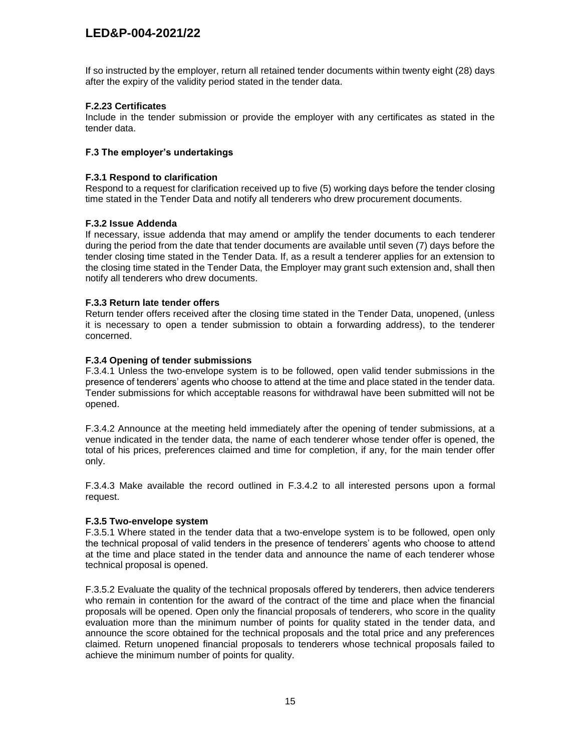If so instructed by the employer, return all retained tender documents within twenty eight (28) days after the expiry of the validity period stated in the tender data.

**F.2.23 Certificates**

Include in the tender submission or provide the employer with any certificates as stated in the tender data.

### F.3 The employer's undertakings

**F.3.1 Respond to clarification**

Respond to a request for clarification received up to five (5) working days before the tender closing time stated in the Tender Data and notify all tenderers who drew procurement documents.

**F.3.2 Issue Addenda**

If necessary, issue addenda that may amend or amplify the tender documents to each tenderer during the period from the date that tender documents are available until seven (7) days before the tender closing time stated in the Tender Data. If, as a result a tenderer applies for an extension to the closing time stated in the Tender Data, the Employer may grant such extension and, shall then notify all tenderers who drew documents.

**F.3.3 Return late tender offers**

Return tender offers received after the closing time stated in the Tender Data, unopened, (unless it is necessary to open a tender submission to obtain a forwarding address), to the tenderer concerned.

**F.3.4 Opening of tender submissions**

F.3.4.1 Unless the two-envelope system is to be followed, open valid tender submissions in the presence of tenderers' agents who choose to attend at the time and place stated in the tender data. Tender submissions for which acceptable reasons for withdrawal have been submitted will not be opened.

F.3.4.2 Announce at the meeting held immediately after the opening of tender submissions, at a venue indicated in the tender data, the name of each tenderer whose tender offer is opened, the total of his prices, preferences claimed and time for completion, if any, for the main tender offer only.

F.3.4.3 Make available the record outlined in F.3.4.2 to all interested persons upon a formal request.

**F.3.5 Two-envelope system**

F.3.5.1 Where stated in the tender data that a two-envelope system is to be followed, open only the technical proposal of valid tenders in the presence of tenderers' agents who choose to attend at the time and place stated in the tender data and announce the name of each tenderer whose technical proposal is opened.

F.3.5.2 Evaluate the quality of the technical proposals offered by tenderers, then advice tenderers who remain in contention for the award of the contract of the time and place when the financial proposals will be opened. Open only the financial proposals of tenderers, who score in the quality evaluation more than the minimum number of points for quality stated in the tender data, and announce the score obtained for the technical proposals and the total price and any preferences claimed. Return unopened financial proposals to tenderers whose technical proposals failed to achieve the minimum number of points for quality.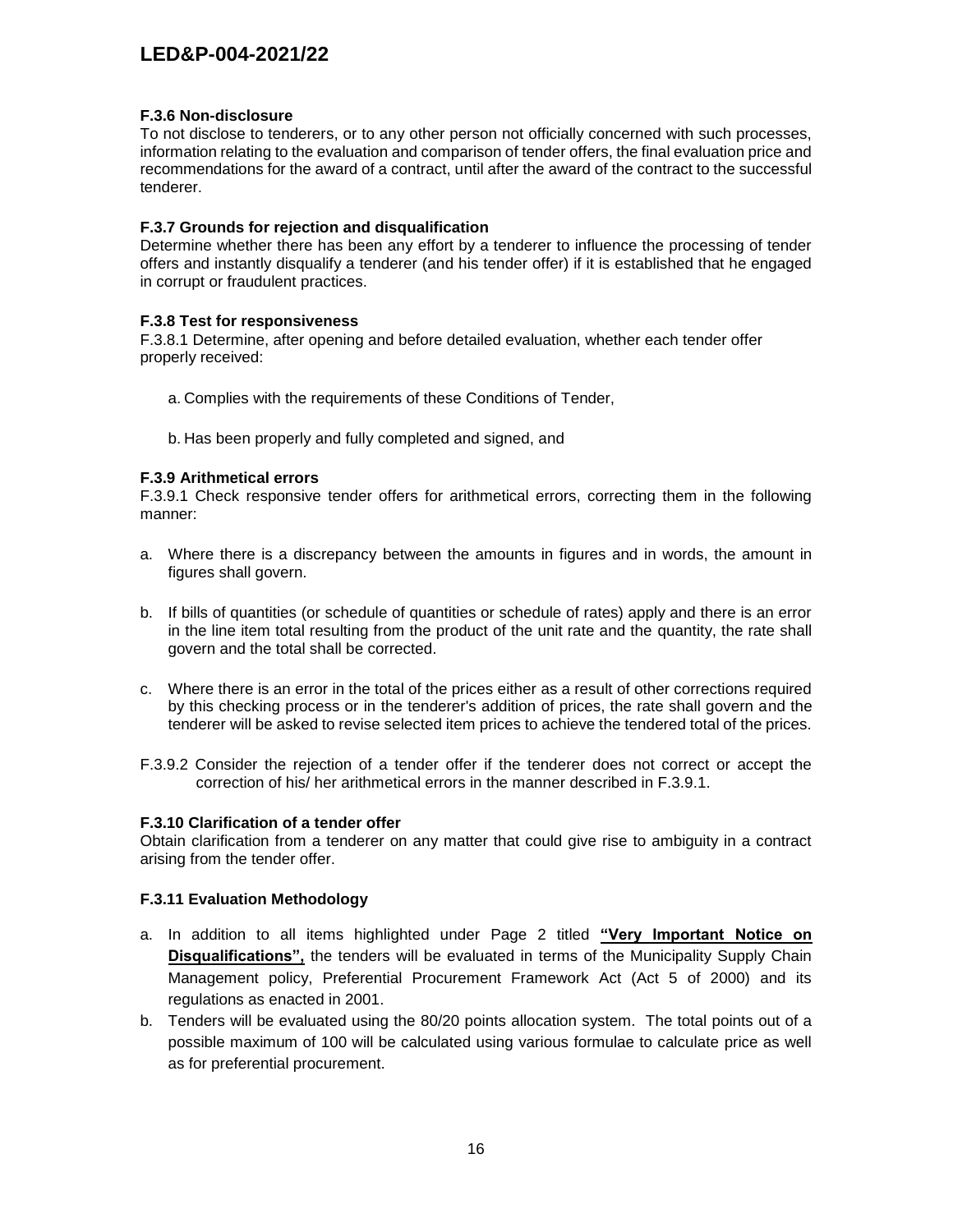#### F.3.6 Non-disclosure

To not disclose to tenderers, or to any other person not officially concerned with such processes, information relating to the evaluation and comparison of tender offers, the final evaluation price and recommendations for the award of a contract, until after the award of the contract to the successful tenderer.

#### F.3.7 Grounds for rejection and disqualification

Determine whether there has been any effort by a tenderer to influence the processing of tender offers and instantly disqualify a tenderer (and his tender offer) if it is established that he engaged in corrupt or fraudulent practices.

#### F.3.8 Test for responsiveness

F.3.8.1 Determine, after opening and before detailed evaluation, whether each tender offer properly received:

a. Complies with the requirements of these Conditions of Tender,

b. Has been properly and fully completed and signed, and

#### F.3.9 Arithmetical errors

F.3.9.1 Check responsive tender offers for arithmetical errors, correcting them in the following manner:

a. Where there is a discrepancy between the amounts in figures and in words, the amount in figures shall govern.

b. If bills of quantities (or schedule of quantities or schedule of rates) apply and there is an error in the line item total resulting from the product of the unit rate and the quantity, the rate shall govern and the total shall be corrected.

c. Where there is an error in the total of the prices either as a result of other corrections required by this checking process or in the tenderer's addition of prices, the rate shall govern and the tenderer will be asked to revise selected item prices to achieve the tendered total of the prices.

F.3.9.2 Consider the rejection of a tender offer if the tenderer does not correct or accept the correction of his/ her arithmetical errors in the manner described in F.3.9.1.

#### F.3.10 Clarification of a tender offer

Obtain clarification from a tenderer on any matter that could give rise to ambiguity in a contract arising from the tender offer.

#### F.3.11 Evaluation Methodology

a. In addition to all items highlighted under Page 2 titled **"Very Important Notice on Disqualifications",** the tenders will be evaluated in terms of the Municipality Supply Chain Management policy, Preferential Procurement Framework Act (Act 5 of 2000) and its regulations as enacted in 2001.

b. Tenders will be evaluated using the 80/20 points allocation system. The total points out of a possible maximum of 100 will be calculated using various formulae to calculate price as well as for preferential procurement.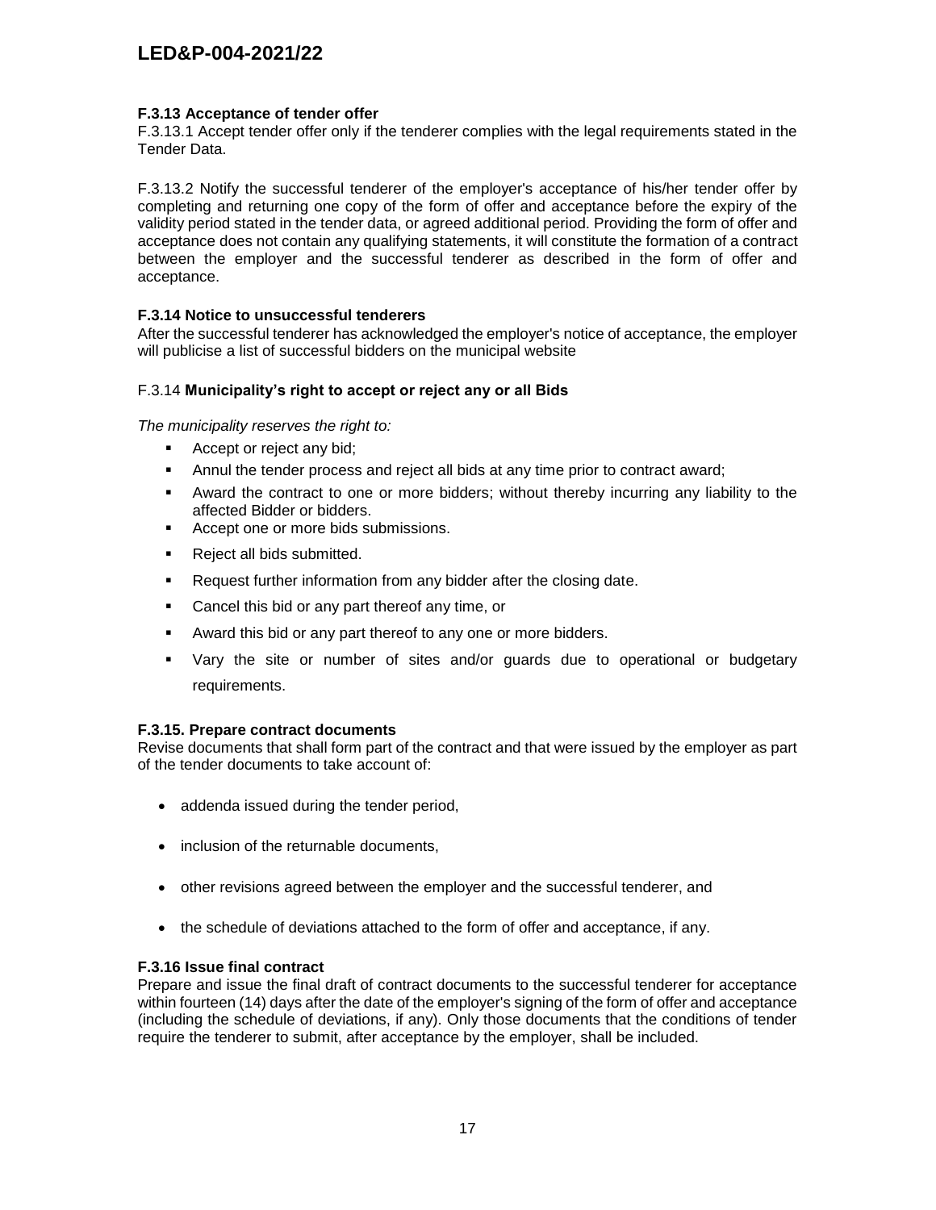### F.3.13 Acceptance of tender offer

F.3.13.1 Accept tender offer only if the tenderer complies with the legal requirements stated in the Tender Data.

F.3.13.2 Notify the successful tenderer of the employer's acceptance of his/her tender offer by completing and returning one copy of the form of offer and acceptance before the expiry of the validity period stated in the tender data, or agreed additional period. Providing the form of offer and acceptance does not contain any qualifying statements, it will constitute the formation of a contract between the employer and the successful tenderer as described in the form of offer and acceptance.

### F.3.14 Notice to unsuccessful tenderers

After the successful tenderer has acknowledged the employer's notice of acceptance, the employer will publicise a list of successful bidders on the municipal website

### F.3.14 **Municipality's right to accept or reject any or all Bids**

*The municipality reserves the right to:*

- Accept or reject any bid;
- Annul the tender process and reject all bids at any time prior to contract award;
- Award the contract to one or more bidders; without thereby incurring any liability to the affected Bidder or bidders.
- Accept one or more bids submissions.
- Reject all bids submitted.
- Request further information from any bidder after the closing date.
- Cancel this bid or any part thereof any time, or
- Award this bid or any part thereof to any one or more bidders.
- Vary the site or number of sites and/or guards due to operational or budgetary requirements.

### F.3.15. Prepare contract documents

Revise documents that shall form part of the contract and that were issued by the employer as part of the tender documents to take account of:

- addenda issued during the tender period,
- inclusion of the returnable documents,
- other revisions agreed between the employer and the successful tenderer, and
- the schedule of deviations attached to the form of offer and acceptance, if any.

### F.3.16 Issue final contract

Prepare and issue the final draft of contract documents to the successful tenderer for acceptance within fourteen (14) days after the date of the employer's signing of the form of offer and acceptance (including the schedule of deviations, if any). Only those documents that the conditions of tender require the tenderer to submit, after acceptance by the employer, shall be included.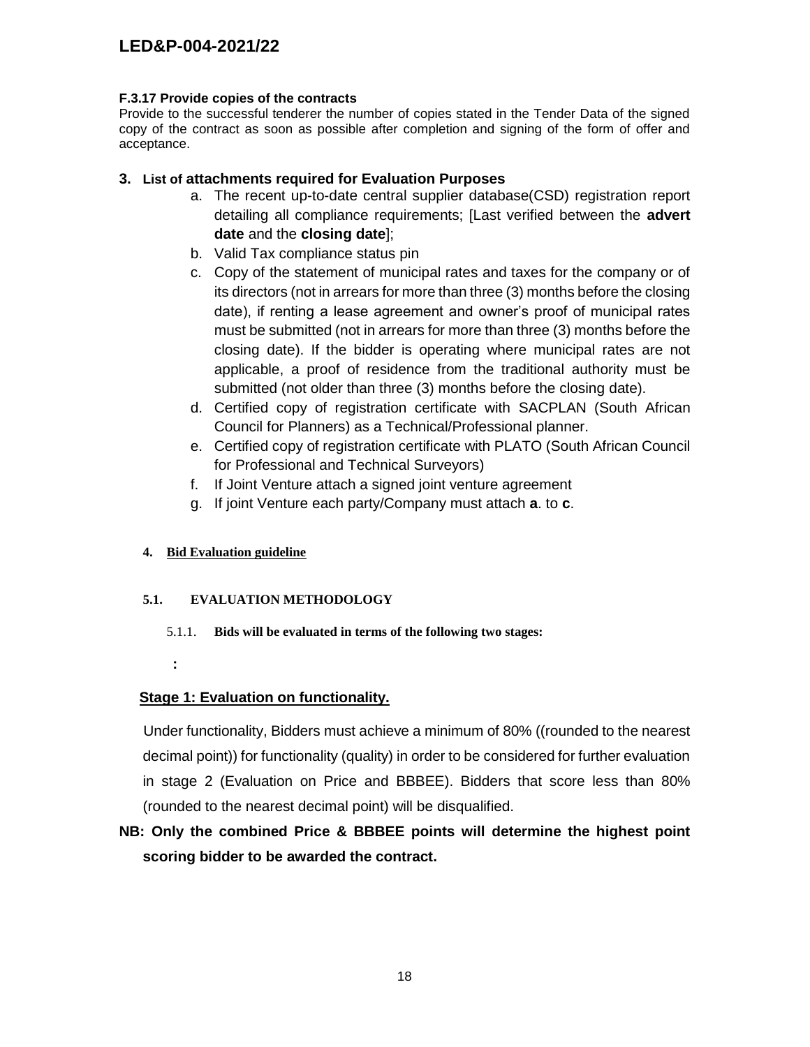**F.3.17 Provide copies of the contracts**

Provide to the successful tenderer the number of copies stated in the Tender Data of the signed copy of the contract as soon as possible after completion and signing of the form of offer and acceptance.

## 3. List of attachments required for Evaluation Purposes

a. The recent up-to-date central supplier database(CSD) registration report detailing all compliance requirements; [Last verified between the **advert date** and the **closing date**];
b. Valid Tax compliance status pin
c. Copy of the statement of municipal rates and taxes for the company or of its directors (not in arrears for more than three (3) months before the closing date), if renting a lease agreement and owner's proof of municipal rates must be submitted (not in arrears for more than three (3) months before the closing date). If the bidder is operating where municipal rates are not applicable, a proof of residence from the traditional authority must be submitted (not older than three (3) months before the closing date).
d. Certified copy of registration certificate with SACPLAN (South African Council for Planners) as a Technical/Professional planner.
e. Certified copy of registration certificate with PLATO (South African Council for Professional and Technical Surveyors)
f. If Joint Venture attach a signed joint venture agreement
g. If joint Venture each party/Company must attach **a**. to **c**.

## 4. <u>Bid Evaluation guideline</u>

### 5.1. EVALUATION METHODOLOGY

5.1.1. **Bids will be evaluated in terms of the following two stages:**

**:**

**<u>Stage 1: Evaluation on functionality.</u>**

Under functionality, Bidders must achieve a minimum of 80% ((rounded to the nearest decimal point)) for functionality (quality) in order to be considered for further evaluation in stage 2 (Evaluation on Price and BBBEE). Bidders that score less than 80% (rounded to the nearest decimal point) will be disqualified.

**NB: Only the combined Price & BBBEE points will determine the highest point scoring bidder to be awarded the contract.**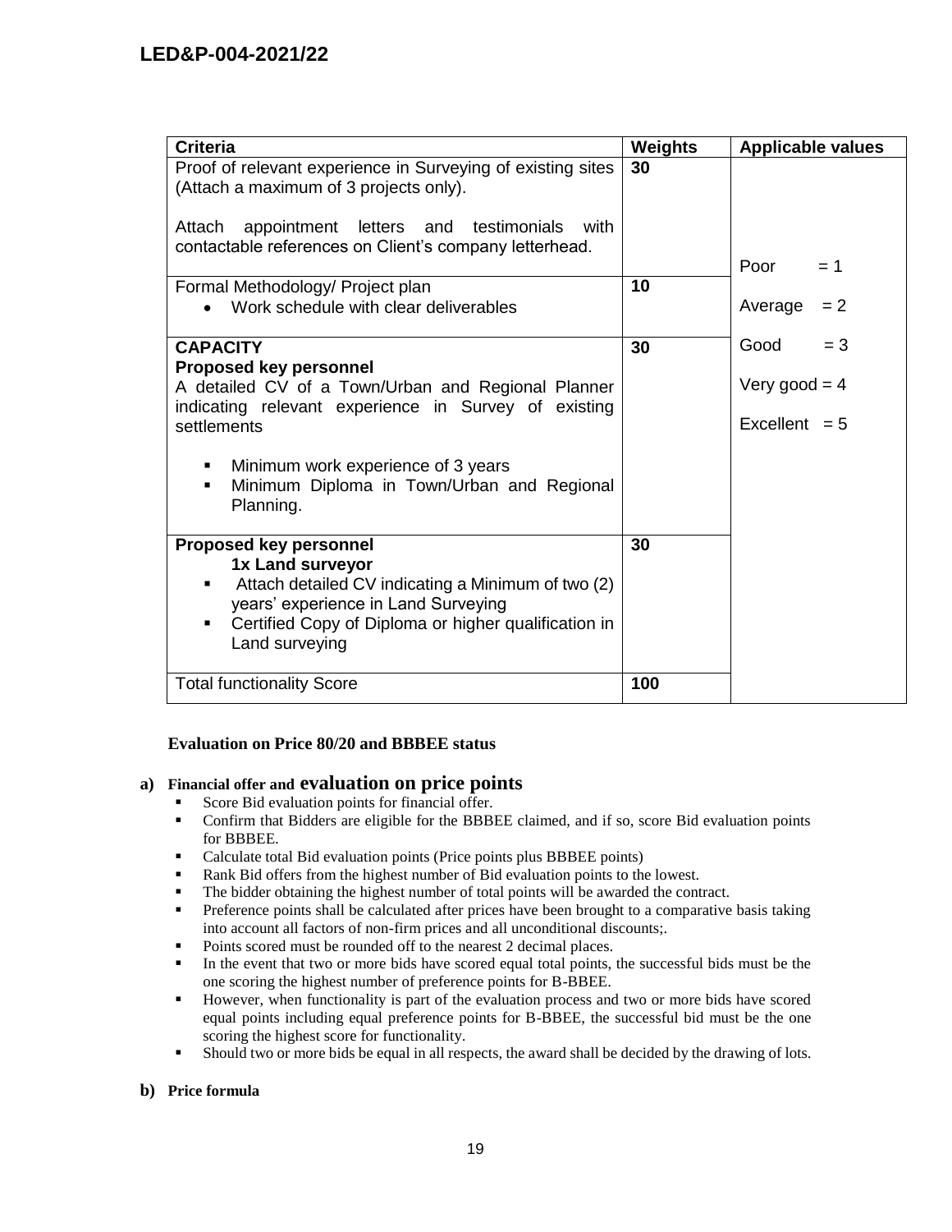| Criteria | Weights | Applicable values |
|---|---|---|
| Proof of relevant experience in Surveying of existing sites (Attach a maximum of 3 projects only).<br><br>Attach appointment letters and testimonials with contactable references on Client's company letterhead. | 30 | Poor = 1<br><br>Average = 2<br><br>Good = 3<br><br>Very good = 4<br><br>Excellent = 5 |
| Formal Methodology/ Project plan<br>• Work schedule with clear deliverables | 10 | |
| **CAPACITY**<br>**Proposed key personnel**<br>A detailed CV of a Town/Urban and Regional Planner indicating relevant experience in Survey of existing settlements<br><br>▪ Minimum work experience of 3 years<br>▪ Minimum Diploma in Town/Urban and Regional Planning. | 30 | |
| **Proposed key personnel**<br>**1x Land surveyor**<br>▪ Attach detailed CV indicating a Minimum of two (2) years' experience in Land Surveying<br>▪ Certified Copy of Diploma or higher qualification in Land surveying | 30 | |
| Total functionality Score | 100 | |

**Evaluation on Price 80/20 and BBBEE status**

**a) Financial offer and evaluation on price points**

- Score Bid evaluation points for financial offer.
- Confirm that Bidders are eligible for the BBBEE claimed, and if so, score Bid evaluation points for BBBEE.
- Calculate total Bid evaluation points (Price points plus BBBEE points)
- Rank Bid offers from the highest number of Bid evaluation points to the lowest.
- The bidder obtaining the highest number of total points will be awarded the contract.
- Preference points shall be calculated after prices have been brought to a comparative basis taking into account all factors of non-firm prices and all unconditional discounts;.
- Points scored must be rounded off to the nearest 2 decimal places.
- In the event that two or more bids have scored equal total points, the successful bids must be the one scoring the highest number of preference points for B-BBEE.
- However, when functionality is part of the evaluation process and two or more bids have scored equal points including equal preference points for B-BBEE, the successful bid must be the one scoring the highest score for functionality.
- Should two or more bids be equal in all respects, the award shall be decided by the drawing of lots.

**b) Price formula**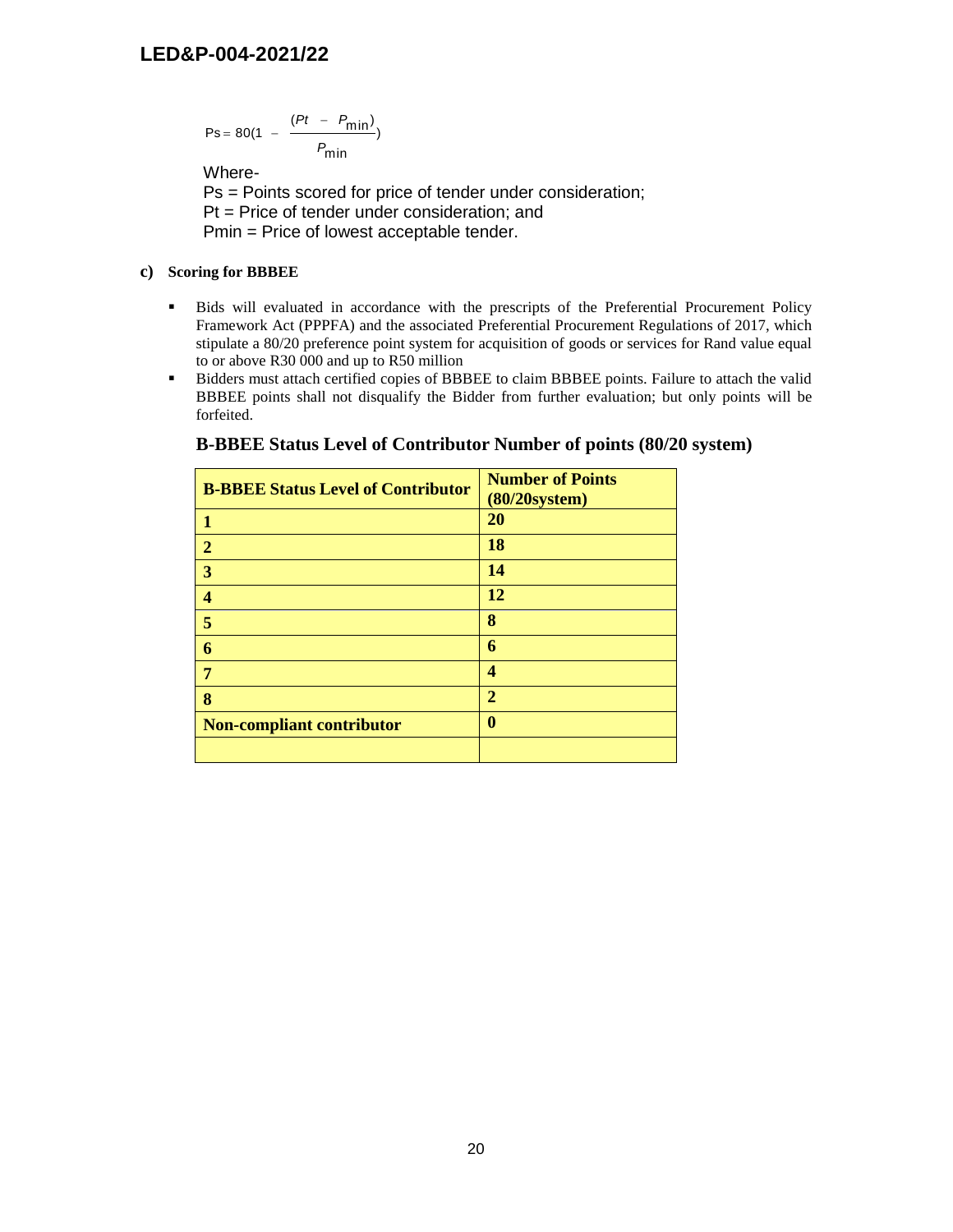$$Ps = 80\left(1 - \frac{(Pt - P_{\min})}{P_{\min}}\right)$$

Where-

Ps = Points scored for price of tender under consideration;

Pt = Price of tender under consideration; and

Pmin = Price of lowest acceptable tender.

**c) Scoring for BBBEE**

- Bids will evaluated in accordance with the prescripts of the Preferential Procurement Policy Framework Act (PPPFA) and the associated Preferential Procurement Regulations of 2017, which stipulate a 80/20 preference point system for acquisition of goods or services for Rand value equal to or above R30 000 and up to R50 million
- Bidders must attach certified copies of BBBEE to claim BBBEE points. Failure to attach the valid BBBEE points shall not disqualify the Bidder from further evaluation; but only points will be forfeited.

### B-BBEE Status Level of Contributor Number of points (80/20 system)

| **B-BBEE Status Level of Contributor** | **Number of Points (80/20system)** |
|---|---|
| **1** | **20** |
| **2** | **18** |
| **3** | **14** |
| **4** | **12** |
| **5** | **8** |
| **6** | **6** |
| **7** | **4** |
| **8** | **2** |
| **Non-compliant contributor** | **0** |
| | |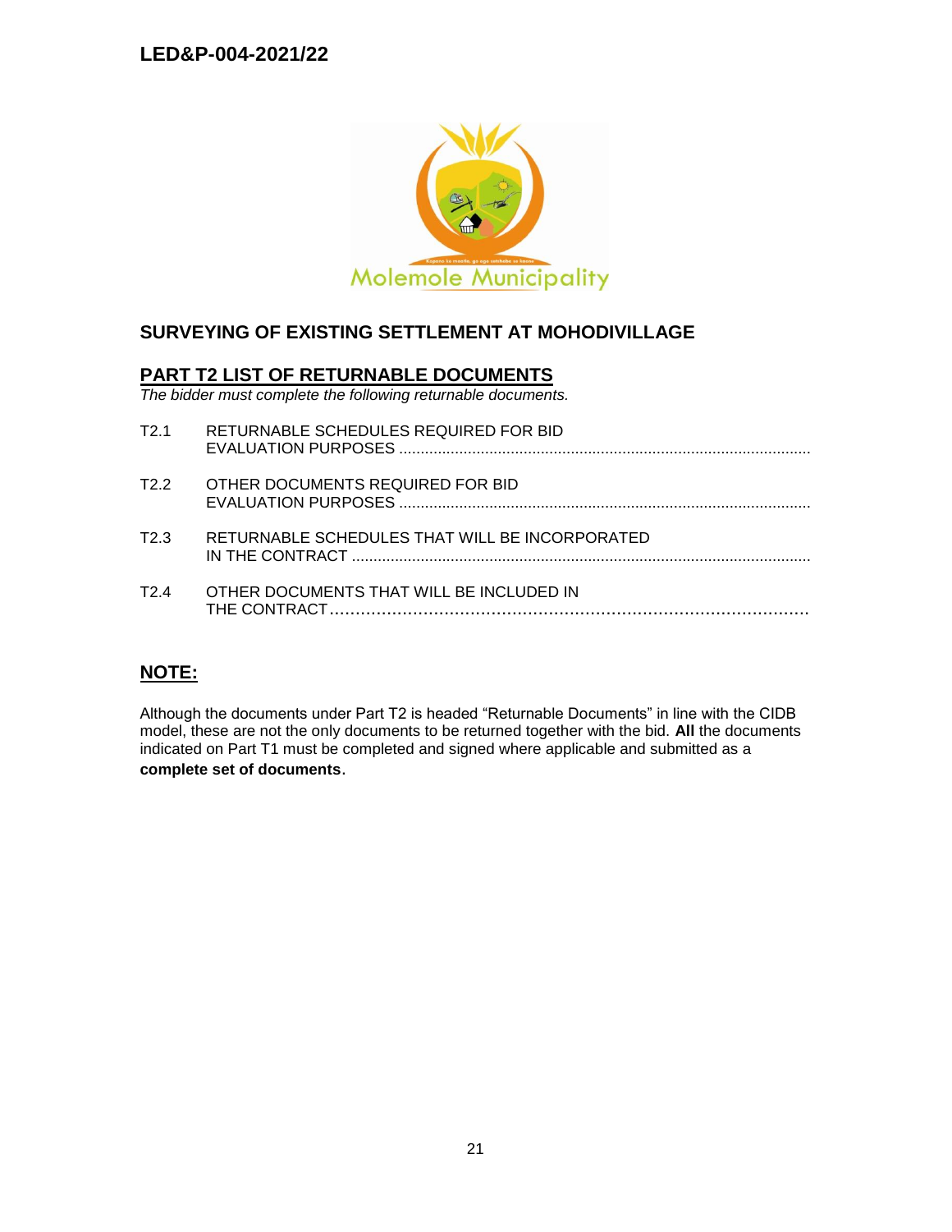## SURVEYING OF EXISTING SETTLEMENT AT MOHODIVILLAGE

## PART T2 LIST OF RETURNABLE DOCUMENTS

*The bidder must complete the following returnable documents.*

T2.1 RETURNABLE SCHEDULES REQUIRED FOR BID EVALUATION PURPOSES ..............................................................................................

T2.2 OTHER DOCUMENTS REQUIRED FOR BID EVALUATION PURPOSES ..............................................................................................

T2.3 RETURNABLE SCHEDULES THAT WILL BE INCORPORATED IN THE CONTRACT ..........................................................................................................

T2.4 OTHER DOCUMENTS THAT WILL BE INCLUDED IN THE CONTRACT..............................................................................................

## NOTE:

Although the documents under Part T2 is headed "Returnable Documents" in line with the CIDB model, these are not the only documents to be returned together with the bid. **All** the documents indicated on Part T1 must be completed and signed where applicable and submitted as a **complete set of documents**.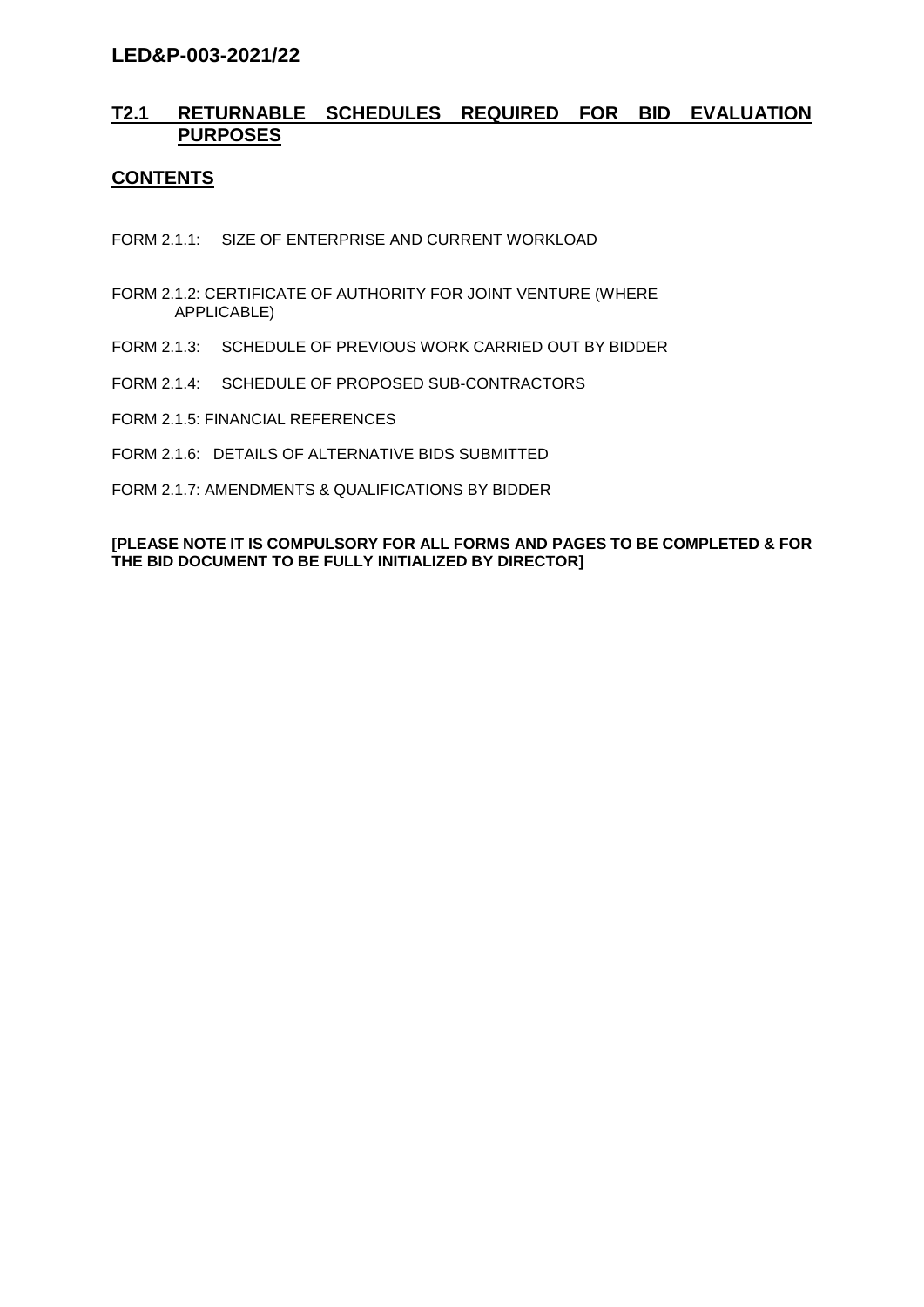# T2.1 RETURNABLE SCHEDULES REQUIRED FOR BID EVALUATION PURPOSES

## CONTENTS

FORM 2.1.1: SIZE OF ENTERPRISE AND CURRENT WORKLOAD

FORM 2.1.2: CERTIFICATE OF AUTHORITY FOR JOINT VENTURE (WHERE APPLICABLE)

FORM 2.1.3: SCHEDULE OF PREVIOUS WORK CARRIED OUT BY BIDDER

FORM 2.1.4: SCHEDULE OF PROPOSED SUB-CONTRACTORS

FORM 2.1.5: FINANCIAL REFERENCES

FORM 2.1.6: DETAILS OF ALTERNATIVE BIDS SUBMITTED

FORM 2.1.7: AMENDMENTS & QUALIFICATIONS BY BIDDER

**[PLEASE NOTE IT IS COMPULSORY FOR ALL FORMS AND PAGES TO BE COMPLETED & FOR THE BID DOCUMENT TO BE FULLY INITIALIZED BY DIRECTOR]**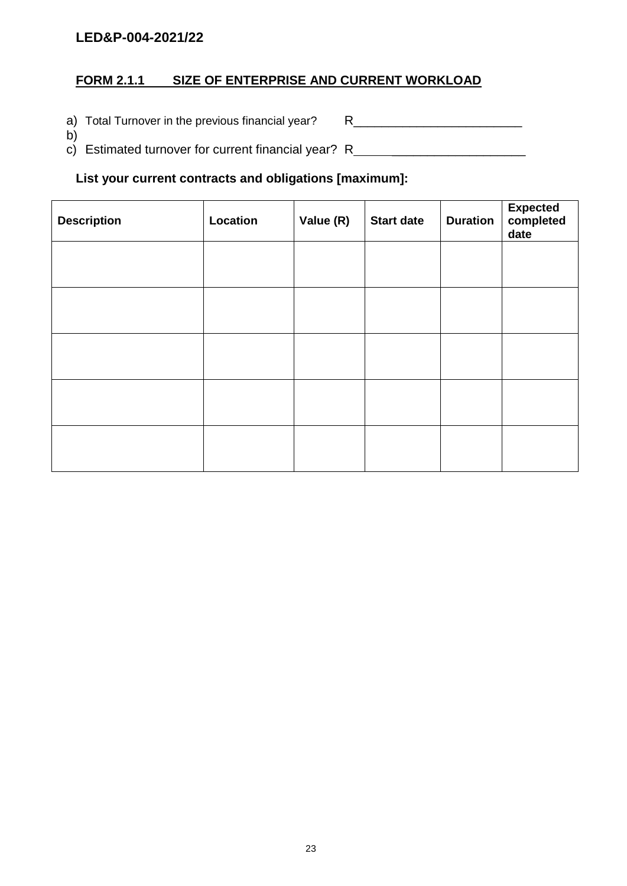LED&P-004-2021/22

## FORM 2.1.1 SIZE OF ENTERPRISE AND CURRENT WORKLOAD

a) Total Turnover in the previous financial year? R_________________________

b)

c) Estimated turnover for current financial year? R_________________________

**List your current contracts and obligations [maximum]:**

| Description | Location | Value (R) | Start date | Duration | Expected completed date |
|---|---|---|---|---|---|
| | | | | | |
| | | | | | |
| | | | | | |
| | | | | | |
| | | | | | |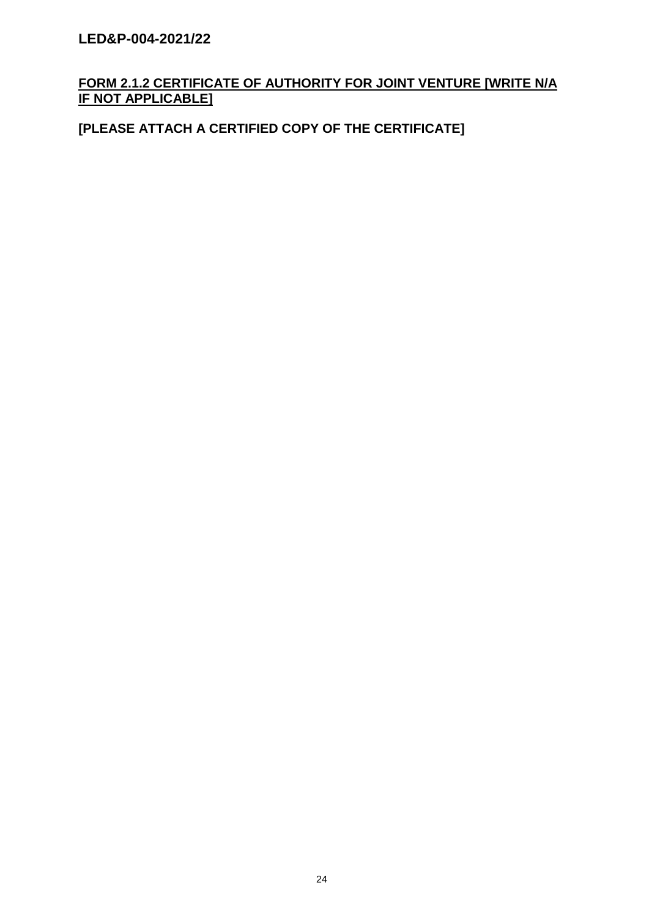## FORM 2.1.2 CERTIFICATE OF AUTHORITY FOR JOINT VENTURE [WRITE N/A IF NOT APPLICABLE]

**[PLEASE ATTACH A CERTIFIED COPY OF THE CERTIFICATE]**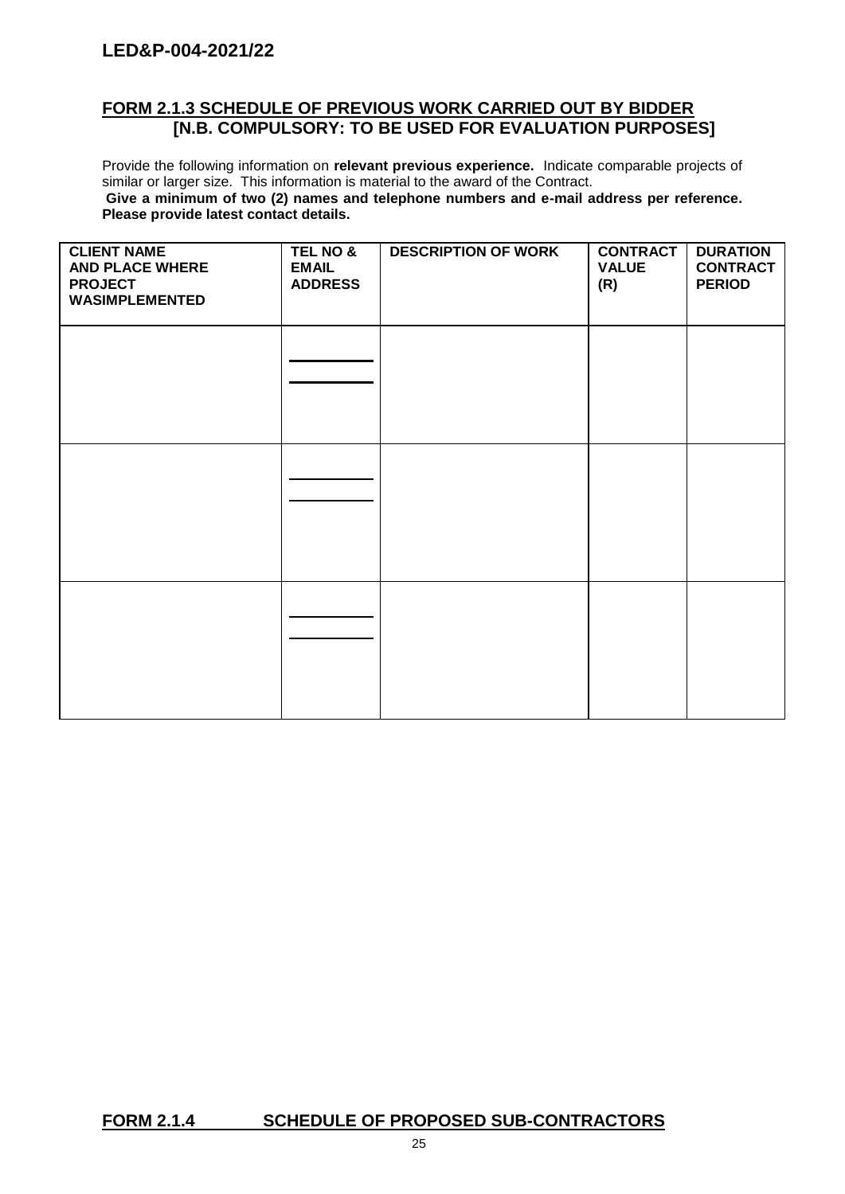## FORM 2.1.3 SCHEDULE OF PREVIOUS WORK CARRIED OUT BY BIDDER [N.B. COMPULSORY: TO BE USED FOR EVALUATION PURPOSES]

Provide the following information on **relevant previous experience.** Indicate comparable projects of similar or larger size. This information is material to the award of the Contract.

**Give a minimum of two (2) names and telephone numbers and e-mail address per reference. Please provide latest contact details.**

| CLIENT NAME AND PLACE WHERE PROJECT WASIMPLEMENTED | TEL NO & EMAIL ADDRESS | DESCRIPTION OF WORK | CONTRACT VALUE (R) | DURATION CONTRACT PERIOD |
|---|---|---|---|---|
| | | | | |
| | | | | |
| | | | | |

## FORM 2.1.4 SCHEDULE OF PROPOSED SUB-CONTRACTORS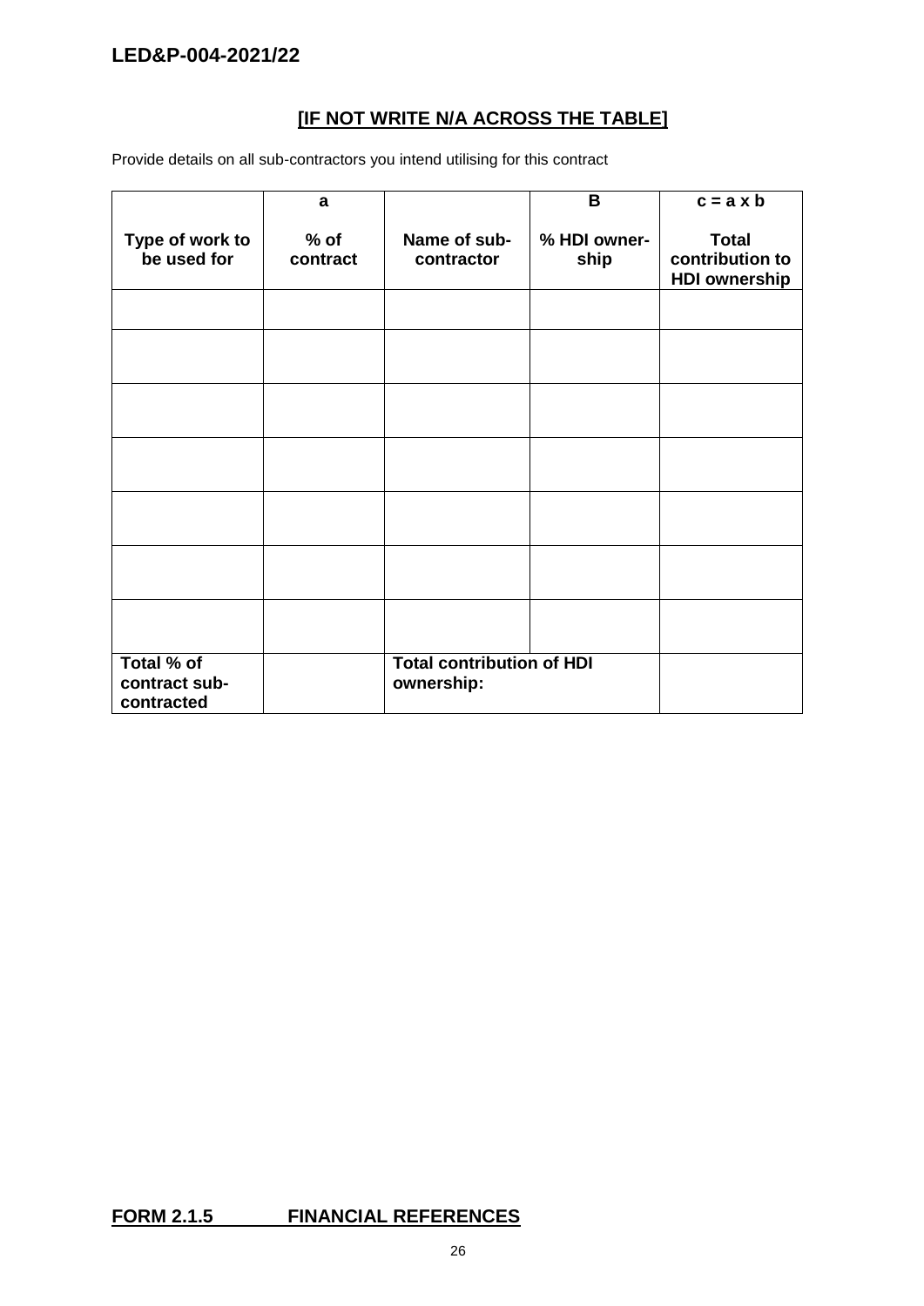**[IF NOT WRITE N/A ACROSS THE TABLE]**

Provide details on all sub-contractors you intend utilising for this contract

| | a | | B | c = a x b |
|---|---|---|---|---|
| **Type of work to be used for** | **% of contract** | **Name of sub-contractor** | **% HDI owner-ship** | **Total contribution to HDI ownership** |
| | | | | |
| | | | | |
| | | | | |
| | | | | |
| | | | | |
| | | | | |
| | | | | |
| **Total % of contract sub-contracted** | | **Total contribution of HDI ownership:** | | |

## FORM 2.1.5 FINANCIAL REFERENCES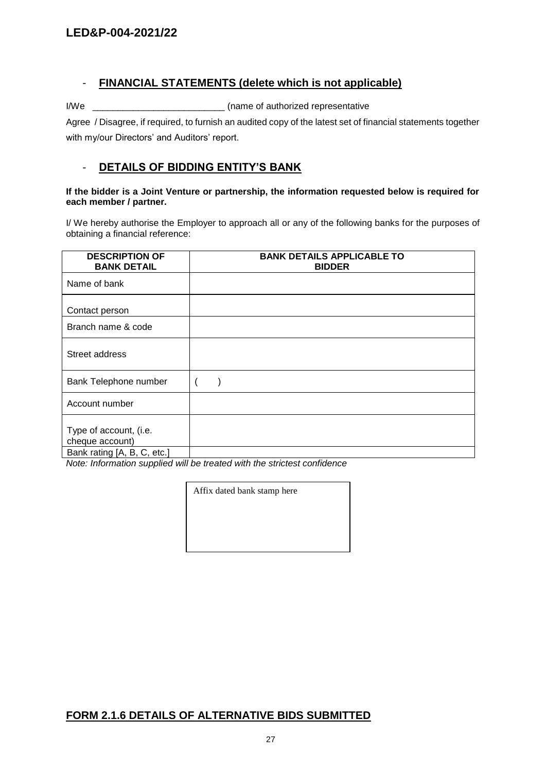- **FINANCIAL STATEMENTS (delete which is not applicable)**

I/We __________________________ (name of authorized representative

Agree / Disagree, if required, to furnish an audited copy of the latest set of financial statements together with my/our Directors' and Auditors' report.

- **DETAILS OF BIDDING ENTITY'S BANK**

**If the bidder is a Joint Venture or partnership, the information requested below is required for each member / partner.**

I/ We hereby authorise the Employer to approach all or any of the following banks for the purposes of obtaining a financial reference:

| DESCRIPTION OF BANK DETAIL | BANK DETAILS APPLICABLE TO BIDDER |
|---|---|
| Name of bank | |
| Contact person | |
| Branch name & code | |
| Street address | |
| Bank Telephone number | (     ) |
| Account number | |
| Type of account, (i.e. cheque account) | |
| Bank rating [A, B, C, etc.] | |

*Note: Information supplied will be treated with the strictest confidence*

| Affix dated bank stamp here |
|---|
| |

## FORM 2.1.6 DETAILS OF ALTERNATIVE BIDS SUBMITTED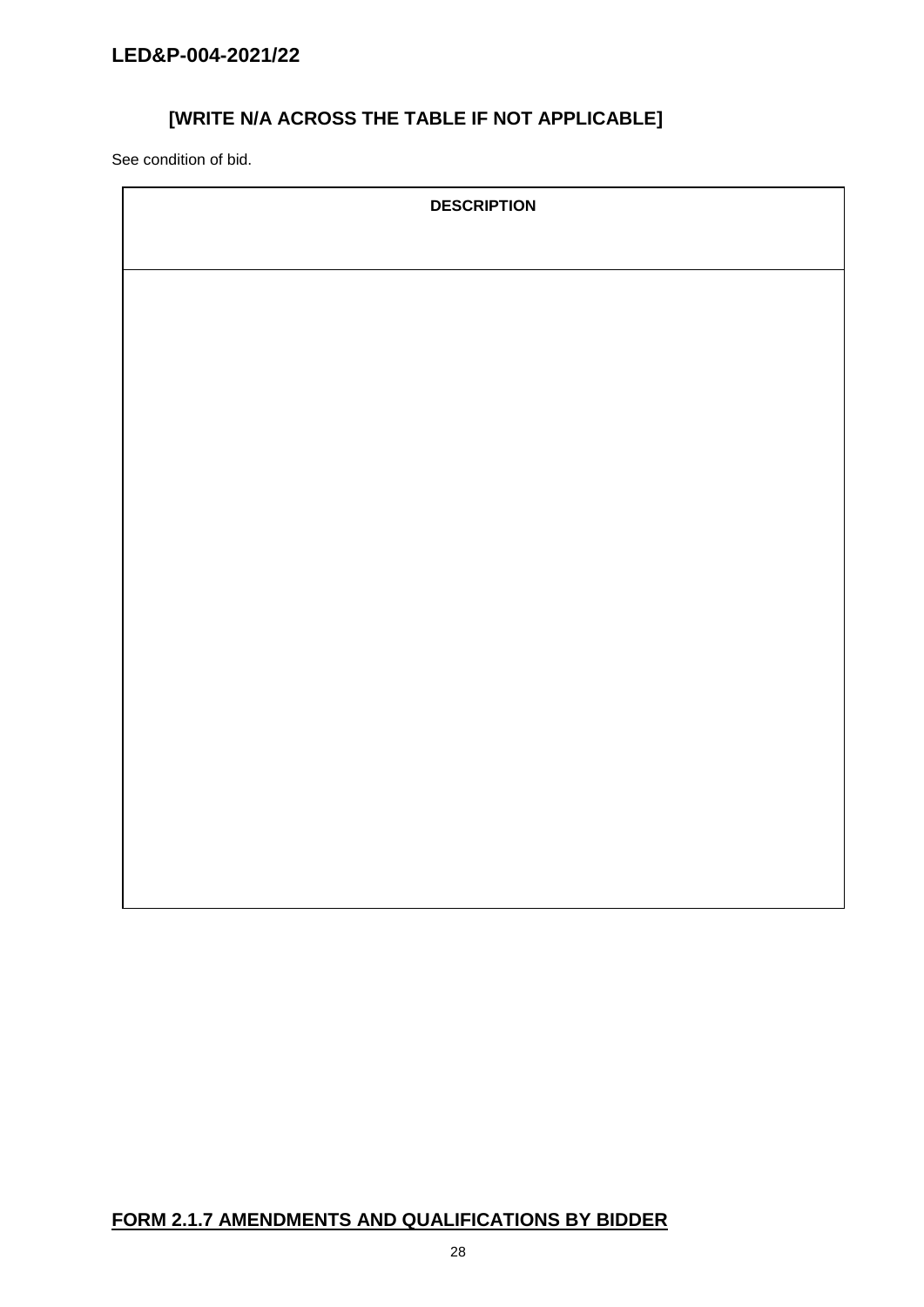## [WRITE N/A ACROSS THE TABLE IF NOT APPLICABLE]

See condition of bid.

| DESCRIPTION |
| --- |
| |

## FORM 2.1.7 AMENDMENTS AND QUALIFICATIONS BY BIDDER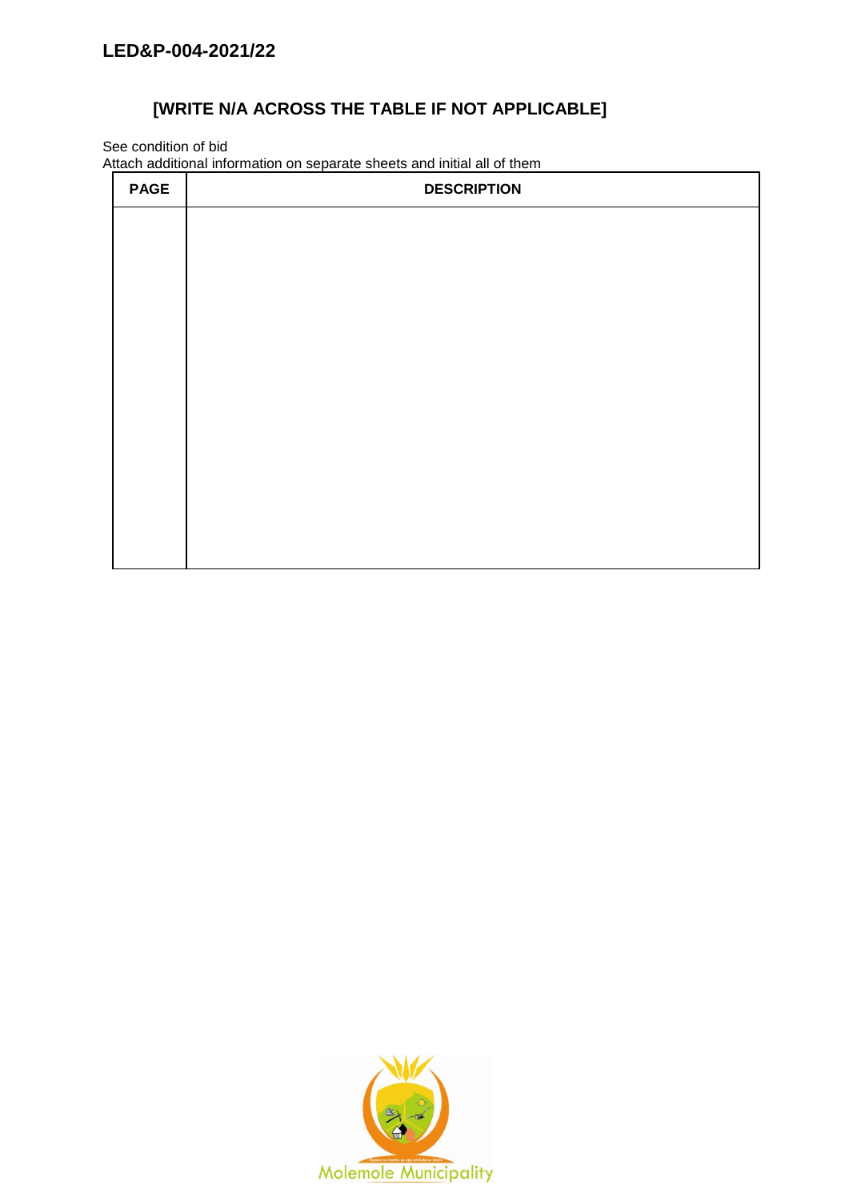**[WRITE N/A ACROSS THE TABLE IF NOT APPLICABLE]**

See condition of bid
Attach additional information on separate sheets and initial all of them

| PAGE | DESCRIPTION |
|---|---|
| | |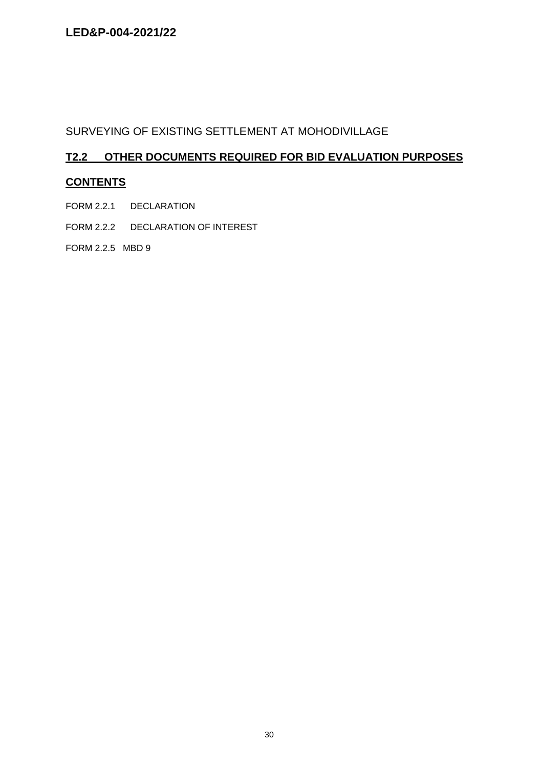SURVEYING OF EXISTING SETTLEMENT AT MOHODIVILLAGE

## T2.2 OTHER DOCUMENTS REQUIRED FOR BID EVALUATION PURPOSES

### CONTENTS

FORM 2.2.1 DECLARATION

FORM 2.2.2 DECLARATION OF INTEREST

FORM 2.2.5 MBD 9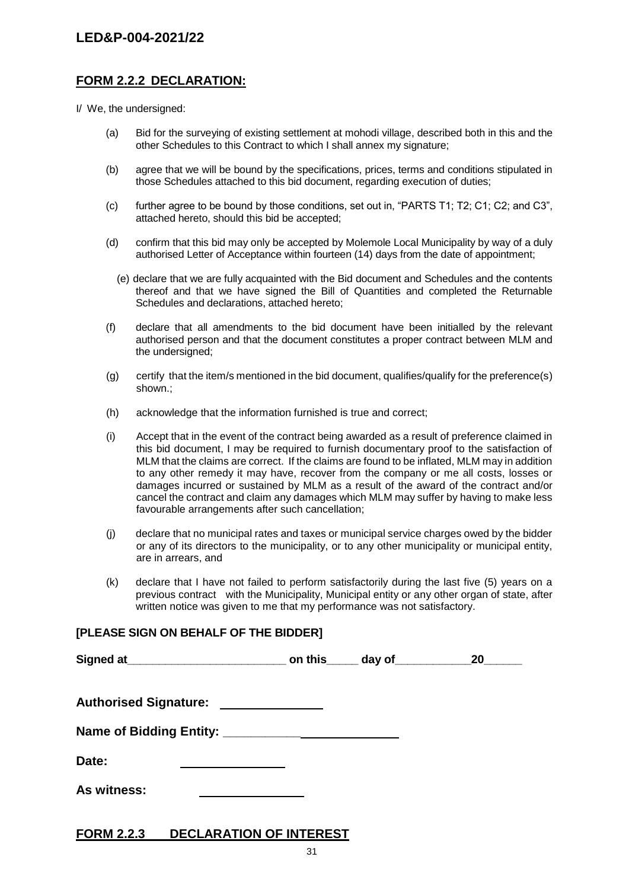## FORM 2.2.2 DECLARATION:

I/ We, the undersigned:

(a) Bid for the surveying of existing settlement at mohodi village, described both in this and the other Schedules to this Contract to which I shall annex my signature;

(b) agree that we will be bound by the specifications, prices, terms and conditions stipulated in those Schedules attached to this bid document, regarding execution of duties;

(c) further agree to be bound by those conditions, set out in, "PARTS T1; T2; C1; C2; and C3", attached hereto, should this bid be accepted;

(d) confirm that this bid may only be accepted by Molemole Local Municipality by way of a duly authorised Letter of Acceptance within fourteen (14) days from the date of appointment;

(e) declare that we are fully acquainted with the Bid document and Schedules and the contents thereof and that we have signed the Bill of Quantities and completed the Returnable Schedules and declarations, attached hereto;

(f) declare that all amendments to the bid document have been initialled by the relevant authorised person and that the document constitutes a proper contract between MLM and the undersigned;

(g) certify that the item/s mentioned in the bid document, qualifies/qualify for the preference(s) shown.;

(h) acknowledge that the information furnished is true and correct;

(i) Accept that in the event of the contract being awarded as a result of preference claimed in this bid document, I may be required to furnish documentary proof to the satisfaction of MLM that the claims are correct. If the claims are found to be inflated, MLM may in addition to any other remedy it may have, recover from the company or me all costs, losses or damages incurred or sustained by MLM as a result of the award of the contract and/or cancel the contract and claim any damages which MLM may suffer by having to make less favourable arrangements after such cancellation;

(j) declare that no municipal rates and taxes or municipal service charges owed by the bidder or any of its directors to the municipality, or to any other municipality or municipal entity, are in arrears, and

(k) declare that I have not failed to perform satisfactorily during the last five (5) years on a previous contract with the Municipality, Municipal entity or any other organ of state, after written notice was given to me that my performance was not satisfactory.

**[PLEASE SIGN ON BEHALF OF THE BIDDER]**

**Signed at_________________________ on this_____ day of____________20______**

**Authorised Signature:** _______________

**Name of Bidding Entity:** __________________________

**Date:** _______________

**As witness:** _______________

## FORM 2.2.3 DECLARATION OF INTEREST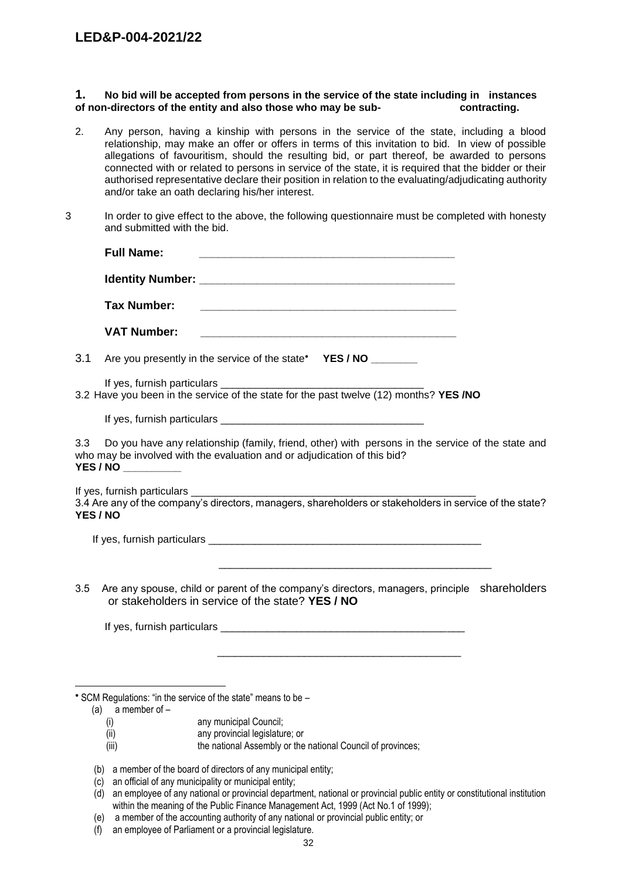**1. No bid will be accepted from persons in the service of the state including in instances of non-directors of the entity and also those who may be sub- contracting.**

2. Any person, having a kinship with persons in the service of the state, including a blood relationship, may make an offer or offers in terms of this invitation to bid. In view of possible allegations of favouritism, should the resulting bid, or part thereof, be awarded to persons connected with or related to persons in service of the state, it is required that the bidder or their authorised representative declare their position in relation to the evaluating/adjudicating authority and/or take an oath declaring his/her interest.

3 In order to give effect to the above, the following questionnaire must be completed with honesty and submitted with the bid.

**Full Name:** _______________________________________

**Identity Number:** _______________________________________

**Tax Number:** _______________________________________

**VAT Number:** _______________________________________

3.1 Are you presently in the service of the state* **YES / NO** ________

If yes, furnish particulars ________________________________

3.2 Have you been in the service of the state for the past twelve (12) months? **YES /NO**

If yes, furnish particulars ________________________________

3.3 Do you have any relationship (family, friend, other) with persons in the service of the state and who may be involved with the evaluation and or adjudication of this bid? **YES / NO** __________

If yes, furnish particulars ________________________________

3.4 Are any of the company's directors, managers, shareholders or stakeholders in service of the state? **YES / NO**

If yes, furnish particulars ________________________________

________________________________

3.5 Are any spouse, child or parent of the company's directors, managers, principle shareholders or stakeholders in service of the state? **YES / NO**

If yes, furnish particulars ________________________________

________________________________

---

* SCM Regulations: "in the service of the state" means to be –

(a) a member of –
   (i) any municipal Council;
   (ii) any provincial legislature; or
   (iii) the national Assembly or the national Council of provinces;

(b) a member of the board of directors of any municipal entity;
(c) an official of any municipality or municipal entity;
(d) an employee of any national or provincial department, national or provincial public entity or constitutional institution within the meaning of the Public Finance Management Act, 1999 (Act No.1 of 1999);
(e) a member of the accounting authority of any national or provincial public entity; or
(f) an employee of Parliament or a provincial legislature.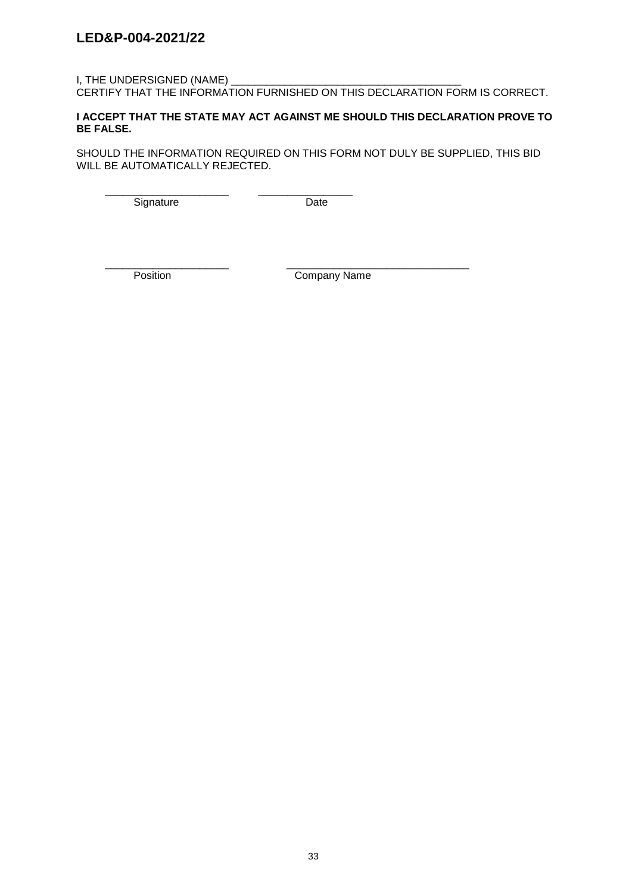I, THE UNDERSIGNED (NAME) ________________________________________
CERTIFY THAT THE INFORMATION FURNISHED ON THIS DECLARATION FORM IS CORRECT.

**I ACCEPT THAT THE STATE MAY ACT AGAINST ME SHOULD THIS DECLARATION PROVE TO BE FALSE.**

SHOULD THE INFORMATION REQUIRED ON THIS FORM NOT DULY BE SUPPLIED, THIS BID WILL BE AUTOMATICALLY REJECTED.

______________________ &nbsp;&nbsp;&nbsp;&nbsp; _________________
Signature &nbsp;&nbsp;&nbsp;&nbsp;&nbsp;&nbsp;&nbsp;&nbsp;&nbsp;&nbsp;&nbsp;&nbsp;&nbsp;&nbsp;&nbsp;&nbsp;&nbsp;&nbsp;&nbsp;&nbsp; Date

______________________ &nbsp;&nbsp;&nbsp;&nbsp; ________________________________
Position &nbsp;&nbsp;&nbsp;&nbsp;&nbsp;&nbsp;&nbsp;&nbsp;&nbsp;&nbsp;&nbsp;&nbsp;&nbsp;&nbsp;&nbsp;&nbsp;&nbsp;&nbsp;&nbsp;&nbsp;&nbsp; Company Name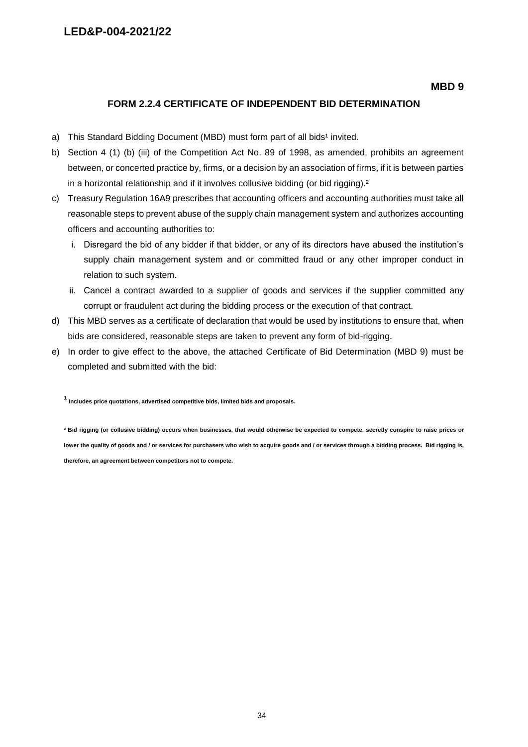**MBD 9**

## FORM 2.2.4 CERTIFICATE OF INDEPENDENT BID DETERMINATION

a) This Standard Bidding Document (MBD) must form part of all bids[1] invited.

b) Section 4 (1) (b) (iii) of the Competition Act No. 89 of 1998, as amended, prohibits an agreement between, or concerted practice by, firms, or a decision by an association of firms, if it is between parties in a horizontal relationship and if it involves collusive bidding (or bid rigging).[2]

c) Treasury Regulation 16A9 prescribes that accounting officers and accounting authorities must take all reasonable steps to prevent abuse of the supply chain management system and authorizes accounting officers and accounting authorities to:

   i. Disregard the bid of any bidder if that bidder, or any of its directors have abused the institution's supply chain management system and or committed fraud or any other improper conduct in relation to such system.

   ii. Cancel a contract awarded to a supplier of goods and services if the supplier committed any corrupt or fraudulent act during the bidding process or the execution of that contract.

d) This MBD serves as a certificate of declaration that would be used by institutions to ensure that, when bids are considered, reasonable steps are taken to prevent any form of bid-rigging.

e) In order to give effect to the above, the attached Certificate of Bid Determination (MBD 9) must be completed and submitted with the bid:

**[1] Includes price quotations, advertised competitive bids, limited bids and proposals.**

**[2] Bid rigging (or collusive bidding) occurs when businesses, that would otherwise be expected to compete, secretly conspire to raise prices or lower the quality of goods and / or services for purchasers who wish to acquire goods and / or services through a bidding process. Bid rigging is, therefore, an agreement between competitors not to compete.**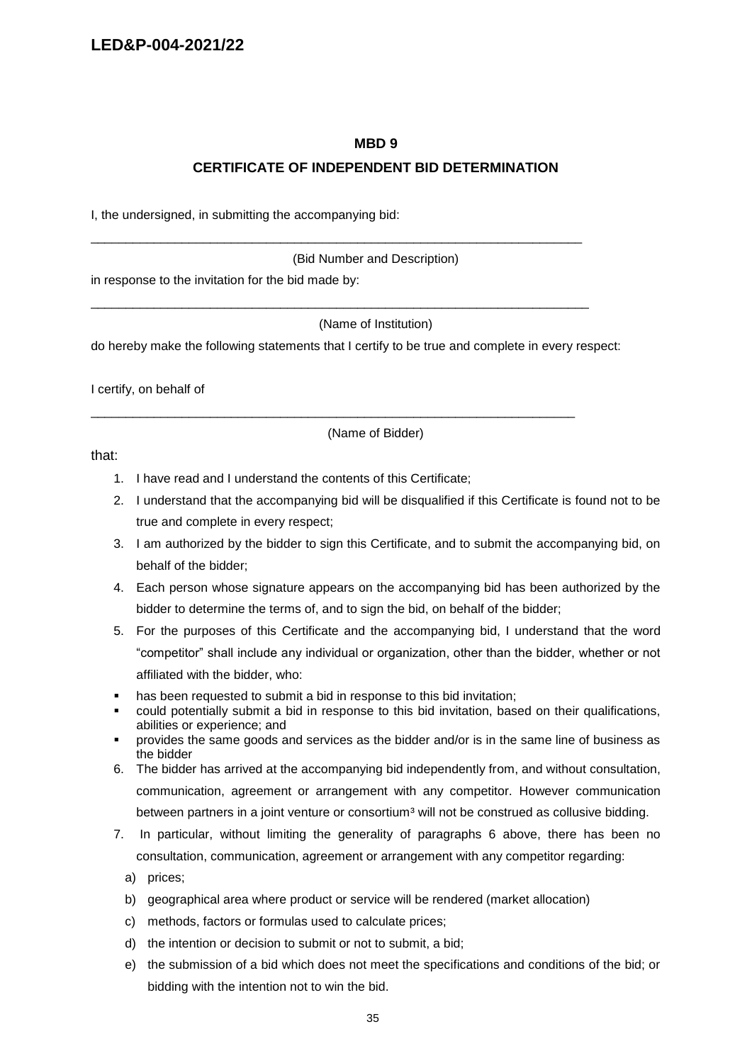**MBD 9**

**CERTIFICATE OF INDEPENDENT BID DETERMINATION**

I, the undersigned, in submitting the accompanying bid:

\_\_\_\_\_\_\_\_\_\_\_\_\_\_\_\_\_\_\_\_\_\_\_\_\_\_\_\_\_\_\_\_\_\_\_\_\_\_\_\_\_\_\_\_\_\_\_\_\_\_\_\_\_\_\_\_\_\_\_\_\_\_\_\_\_\_\_\_\_\_

(Bid Number and Description)

in response to the invitation for the bid made by:

\_\_\_\_\_\_\_\_\_\_\_\_\_\_\_\_\_\_\_\_\_\_\_\_\_\_\_\_\_\_\_\_\_\_\_\_\_\_\_\_\_\_\_\_\_\_\_\_\_\_\_\_\_\_\_\_\_\_\_\_\_\_\_\_\_\_\_\_\_\_

(Name of Institution)

do hereby make the following statements that I certify to be true and complete in every respect:

I certify, on behalf of

\_\_\_\_\_\_\_\_\_\_\_\_\_\_\_\_\_\_\_\_\_\_\_\_\_\_\_\_\_\_\_\_\_\_\_\_\_\_\_\_\_\_\_\_\_\_\_\_\_\_\_\_\_\_\_\_\_\_\_\_\_\_\_\_\_\_\_\_\_\_

(Name of Bidder)

that:

1. I have read and I understand the contents of this Certificate;
2. I understand that the accompanying bid will be disqualified if this Certificate is found not to be true and complete in every respect;
3. I am authorized by the bidder to sign this Certificate, and to submit the accompanying bid, on behalf of the bidder;
4. Each person whose signature appears on the accompanying bid has been authorized by the bidder to determine the terms of, and to sign the bid, on behalf of the bidder;
5. For the purposes of this Certificate and the accompanying bid, I understand that the word "competitor" shall include any individual or organization, other than the bidder, whether or not affiliated with the bidder, who:
   - has been requested to submit a bid in response to this bid invitation;
   - could potentially submit a bid in response to this bid invitation, based on their qualifications, abilities or experience; and
   - provides the same goods and services as the bidder and/or is in the same line of business as the bidder
6. The bidder has arrived at the accompanying bid independently from, and without consultation, communication, agreement or arrangement with any competitor. However communication between partners in a joint venture or consortium[3] will not be construed as collusive bidding.
7. In particular, without limiting the generality of paragraphs 6 above, there has been no consultation, communication, agreement or arrangement with any competitor regarding:
   a) prices;
   b) geographical area where product or service will be rendered (market allocation)
   c) methods, factors or formulas used to calculate prices;
   d) the intention or decision to submit or not to submit, a bid;
   e) the submission of a bid which does not meet the specifications and conditions of the bid; or bidding with the intention not to win the bid.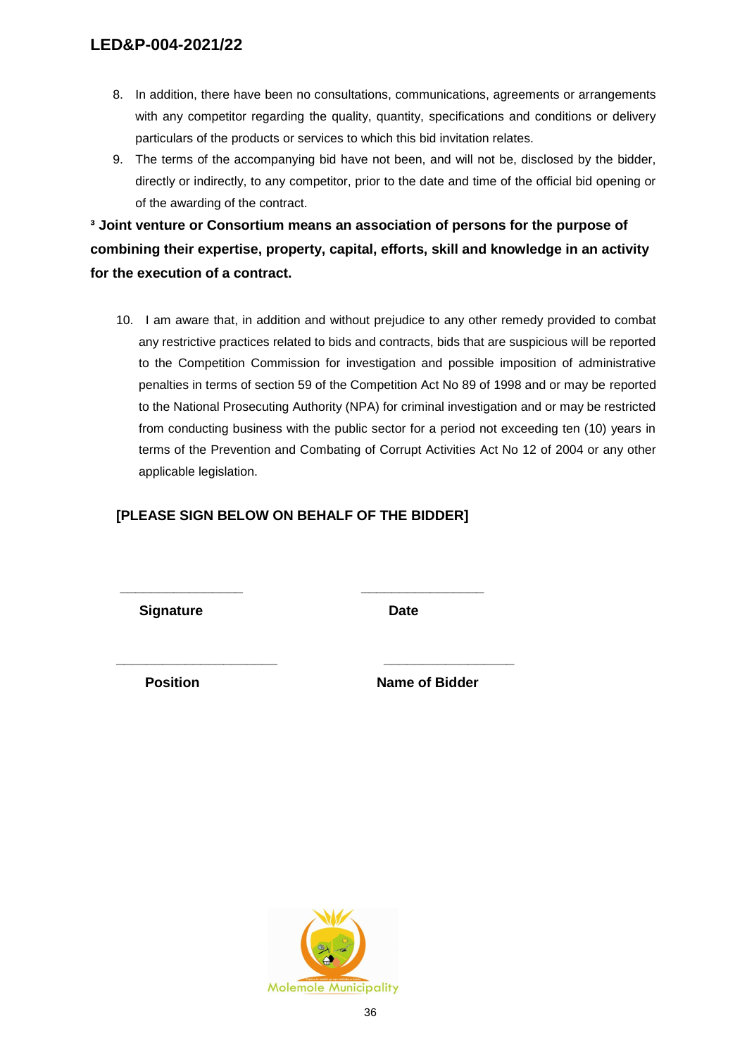8. In addition, there have been no consultations, communications, agreements or arrangements with any competitor regarding the quality, quantity, specifications and conditions or delivery particulars of the products or services to which this bid invitation relates.
9. The terms of the accompanying bid have not been, and will not be, disclosed by the bidder, directly or indirectly, to any competitor, prior to the date and time of the official bid opening or of the awarding of the contract.

**[3] Joint venture or Consortium means an association of persons for the purpose of combining their expertise, property, capital, efforts, skill and knowledge in an activity for the execution of a contract.**

10. I am aware that, in addition and without prejudice to any other remedy provided to combat any restrictive practices related to bids and contracts, bids that are suspicious will be reported to the Competition Commission for investigation and possible imposition of administrative penalties in terms of section 59 of the Competition Act No 89 of 1998 and or may be reported to the National Prosecuting Authority (NPA) for criminal investigation and or may be restricted from conducting business with the public sector for a period not exceeding ten (10) years in terms of the Prevention and Combating of Corrupt Activities Act No 12 of 2004 or any other applicable legislation.

**[PLEASE SIGN BELOW ON BEHALF OF THE BIDDER]**

_________________ _________________

**Signature** **Date**

_______________________ __________________

**Position** **Name of Bidder**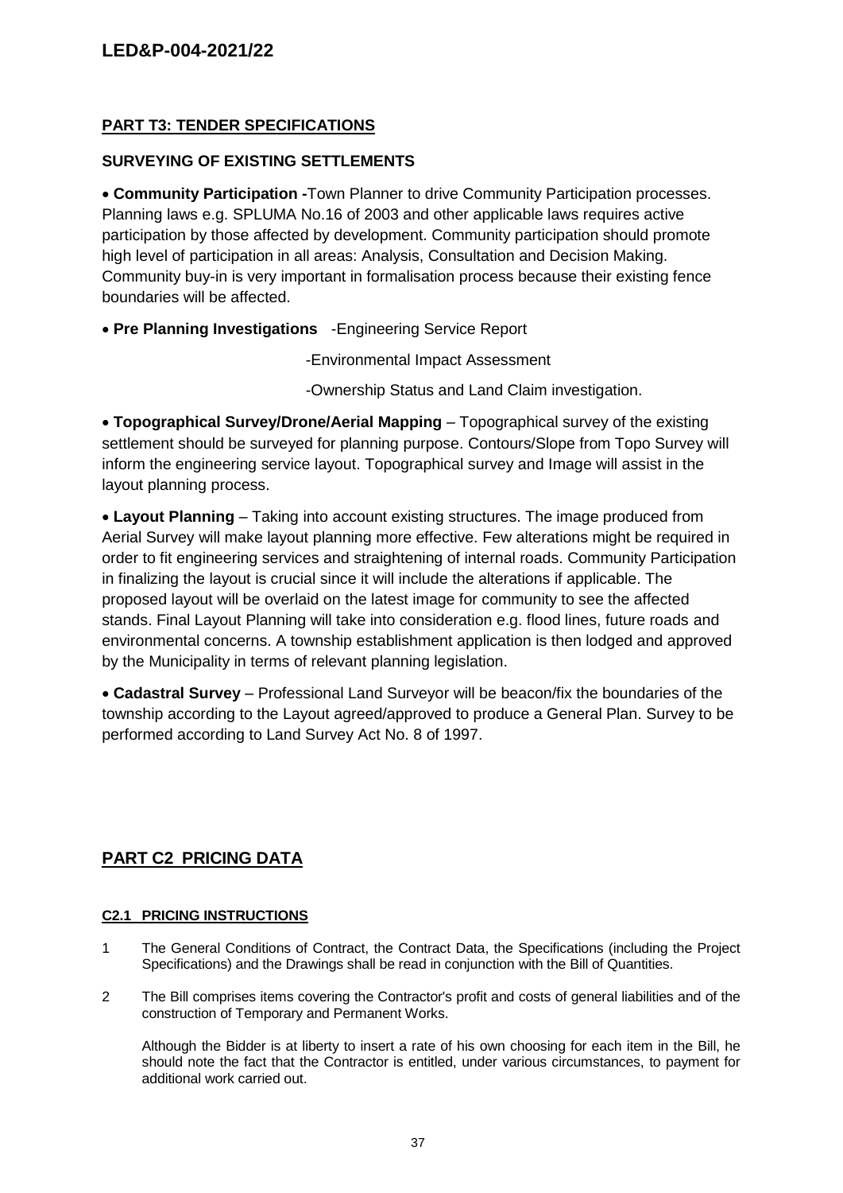## PART T3: TENDER SPECIFICATIONS

### SURVEYING OF EXISTING SETTLEMENTS

- **Community Participation -**Town Planner to drive Community Participation processes. Planning laws e.g. SPLUMA No.16 of 2003 and other applicable laws requires active participation by those affected by development. Community participation should promote high level of participation in all areas: Analysis, Consultation and Decision Making. Community buy-in is very important in formalisation process because their existing fence boundaries will be affected.

- **Pre Planning Investigations** -Engineering Service Report

  -Environmental Impact Assessment

  -Ownership Status and Land Claim investigation.

- **Topographical Survey/Drone/Aerial Mapping** – Topographical survey of the existing settlement should be surveyed for planning purpose. Contours/Slope from Topo Survey will inform the engineering service layout. Topographical survey and Image will assist in the layout planning process.

- **Layout Planning** – Taking into account existing structures. The image produced from Aerial Survey will make layout planning more effective. Few alterations might be required in order to fit engineering services and straightening of internal roads. Community Participation in finalizing the layout is crucial since it will include the alterations if applicable. The proposed layout will be overlaid on the latest image for community to see the affected stands. Final Layout Planning will take into consideration e.g. flood lines, future roads and environmental concerns. A township establishment application is then lodged and approved by the Municipality in terms of relevant planning legislation.

- **Cadastral Survey** – Professional Land Surveyor will be beacon/fix the boundaries of the township according to the Layout agreed/approved to produce a General Plan. Survey to be performed according to Land Survey Act No. 8 of 1997.

## PART C2 PRICING DATA

### C2.1 PRICING INSTRUCTIONS

1. The General Conditions of Contract, the Contract Data, the Specifications (including the Project Specifications) and the Drawings shall be read in conjunction with the Bill of Quantities.

2. The Bill comprises items covering the Contractor's profit and costs of general liabilities and of the construction of Temporary and Permanent Works.

   Although the Bidder is at liberty to insert a rate of his own choosing for each item in the Bill, he should note the fact that the Contractor is entitled, under various circumstances, to payment for additional work carried out.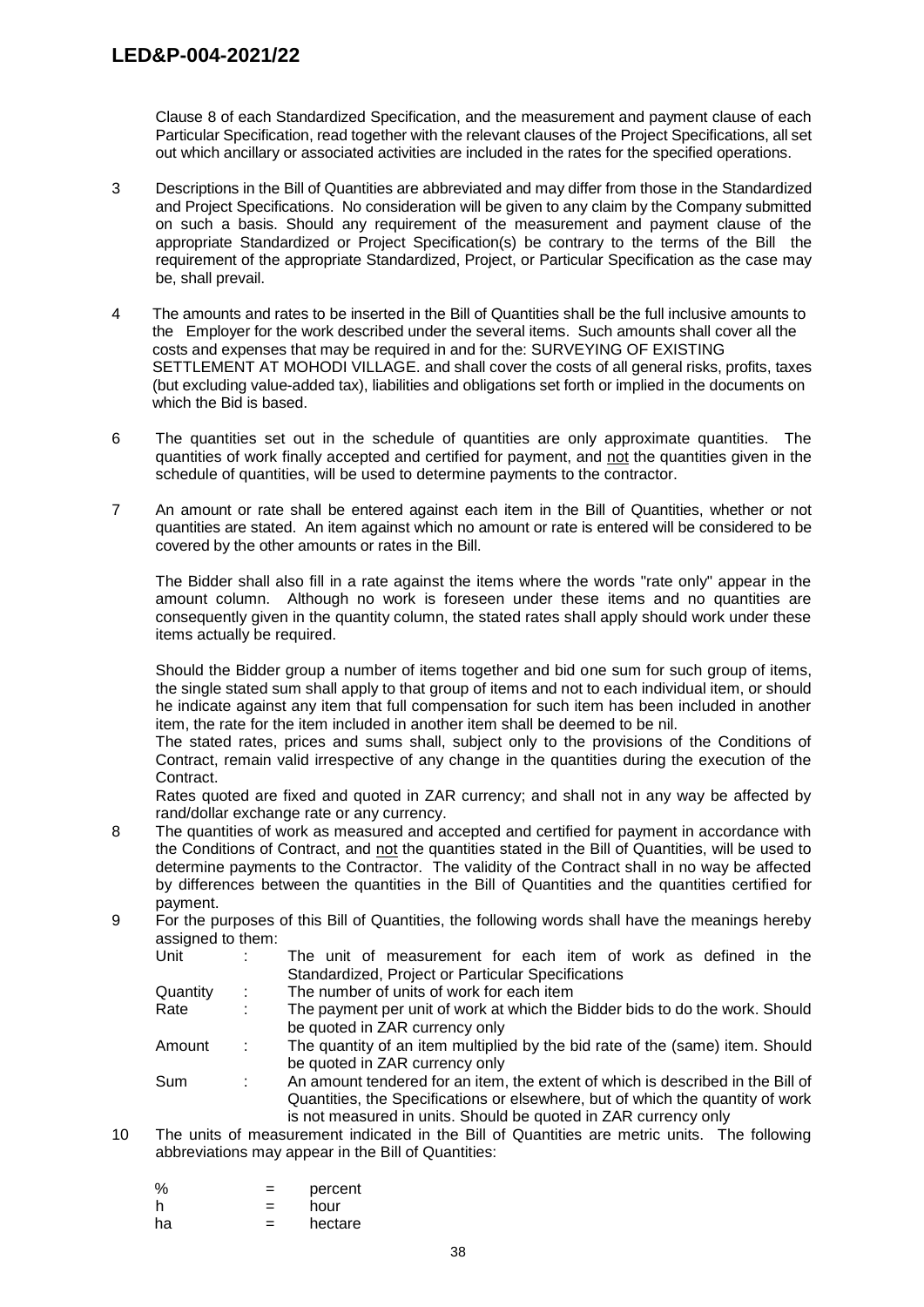Clause 8 of each Standardized Specification, and the measurement and payment clause of each Particular Specification, read together with the relevant clauses of the Project Specifications, all set out which ancillary or associated activities are included in the rates for the specified operations.

3 Descriptions in the Bill of Quantities are abbreviated and may differ from those in the Standardized and Project Specifications. No consideration will be given to any claim by the Company submitted on such a basis. Should any requirement of the measurement and payment clause of the appropriate Standardized or Project Specification(s) be contrary to the terms of the Bill the requirement of the appropriate Standardized, Project, or Particular Specification as the case may be, shall prevail.

4 The amounts and rates to be inserted in the Bill of Quantities shall be the full inclusive amounts to the Employer for the work described under the several items. Such amounts shall cover all the costs and expenses that may be required in and for the: SURVEYING OF EXISTING SETTLEMENT AT MOHODI VILLAGE. and shall cover the costs of all general risks, profits, taxes (but excluding value-added tax), liabilities and obligations set forth or implied in the documents on which the Bid is based.

6 The quantities set out in the schedule of quantities are only approximate quantities. The quantities of work finally accepted and certified for payment, and <u>not</u> the quantities given in the schedule of quantities, will be used to determine payments to the contractor.

7 An amount or rate shall be entered against each item in the Bill of Quantities, whether or not quantities are stated. An item against which no amount or rate is entered will be considered to be covered by the other amounts or rates in the Bill.

The Bidder shall also fill in a rate against the items where the words "rate only" appear in the amount column. Although no work is foreseen under these items and no quantities are consequently given in the quantity column, the stated rates shall apply should work under these items actually be required.

Should the Bidder group a number of items together and bid one sum for such group of items, the single stated sum shall apply to that group of items and not to each individual item, or should he indicate against any item that full compensation for such item has been included in another item, the rate for the item included in another item shall be deemed to be nil.
The stated rates, prices and sums shall, subject only to the provisions of the Conditions of Contract, remain valid irrespective of any change in the quantities during the execution of the Contract.
Rates quoted are fixed and quoted in ZAR currency; and shall not in any way be affected by rand/dollar exchange rate or any currency.

8 The quantities of work as measured and accepted and certified for payment in accordance with the Conditions of Contract, and <u>not</u> the quantities stated in the Bill of Quantities, will be used to determine payments to the Contractor. The validity of the Contract shall in no way be affected by differences between the quantities in the Bill of Quantities and the quantities certified for payment.

9 For the purposes of this Bill of Quantities, the following words shall have the meanings hereby assigned to them:

| | | |
|---|---|---|
| Unit | : | The unit of measurement for each item of work as defined in the Standardized, Project or Particular Specifications |
| Quantity | : | The number of units of work for each item |
| Rate | : | The payment per unit of work at which the Bidder bids to do the work. Should be quoted in ZAR currency only |
| Amount | : | The quantity of an item multiplied by the bid rate of the (same) item. Should be quoted in ZAR currency only |
| Sum | : | An amount tendered for an item, the extent of which is described in the Bill of Quantities, the Specifications or elsewhere, but of which the quantity of work is not measured in units. Should be quoted in ZAR currency only |

10 The units of measurement indicated in the Bill of Quantities are metric units. The following abbreviations may appear in the Bill of Quantities:

| | | |
|---|---|---|
| % | = | percent |
| h | = | hour |
| ha | = | hectare |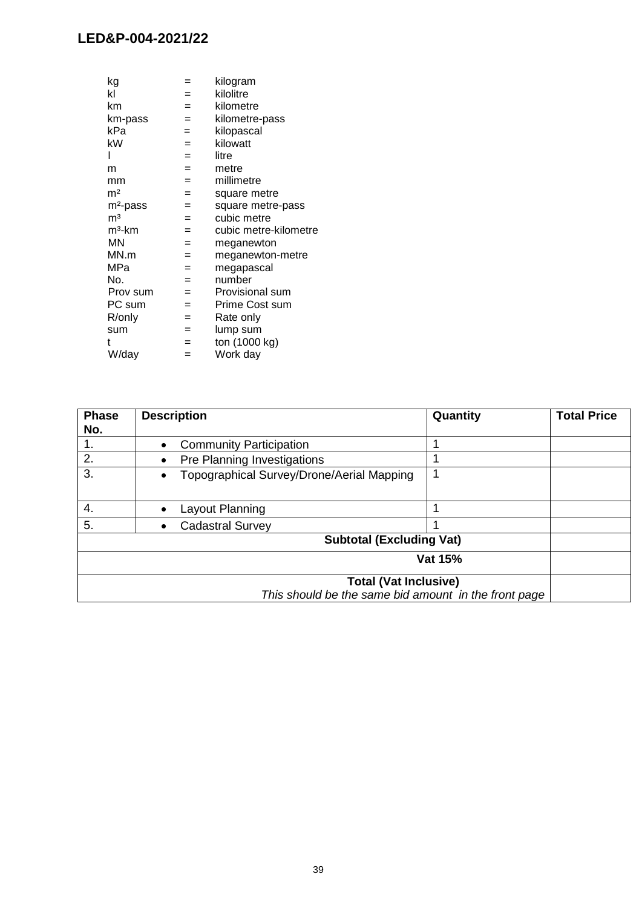| | | |
|---|---|---|
| kg | = | kilogram |
| kl | = | kilolitre |
| km | = | kilometre |
| km-pass | = | kilometre-pass |
| kPa | = | kilopascal |
| kW | = | kilowatt |
| l | = | litre |
| m | = | metre |
| mm | = | millimetre |
| $m^2$ | = | square metre |
| $m^2$-pass | = | square metre-pass |
| $m^3$ | = | cubic metre |
| $m^3$-km | = | cubic metre-kilometre |
| MN | = | meganewton |
| MN.m | = | meganewton-metre |
| MPa | = | megapascal |
| No. | = | number |
| Prov sum | = | Provisional sum |
| PC sum | = | Prime Cost sum |
| R/only | = | Rate only |
| sum | = | lump sum |
| t | = | ton (1000 kg) |
| W/day | = | Work day |

| Phase No. | Description | Quantity | Total Price |
|---|---|---|---|
| 1. | • Community Participation | 1 | |
| 2. | • Pre Planning Investigations | 1 | |
| 3. | • Topographical Survey/Drone/Aerial Mapping | 1 | |
| 4. | • Layout Planning | 1 | |
| 5. | • Cadastral Survey | 1 | |
| | | **Subtotal (Excluding Vat)** | |
| | | **Vat 15%** | |
| | | **Total (Vat Inclusive)** *This should be the same bid amount in the front page* | |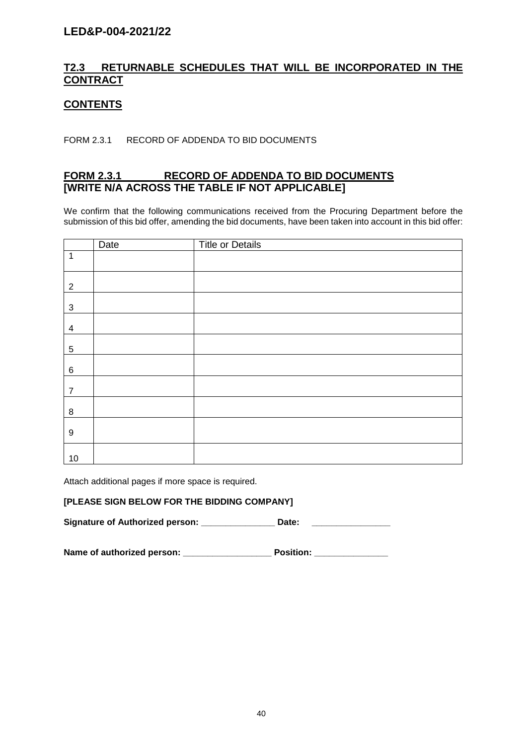**LED&P-004-2021/22**

## T2.3 RETURNABLE SCHEDULES THAT WILL BE INCORPORATED IN THE CONTRACT

## CONTENTS

FORM 2.3.1 RECORD OF ADDENDA TO BID DOCUMENTS

## FORM 2.3.1 RECORD OF ADDENDA TO BID DOCUMENTS [WRITE N/A ACROSS THE TABLE IF NOT APPLICABLE]

We confirm that the following communications received from the Procuring Department before the submission of this bid offer, amending the bid documents, have been taken into account in this bid offer:

| | Date | Title or Details |
|---|---|---|
| 1 | | |
| 2 | | |
| 3 | | |
| 4 | | |
| 5 | | |
| 6 | | |
| 7 | | |
| 8 | | |
| 9 | | |
| 10 | | |

Attach additional pages if more space is required.

**[PLEASE SIGN BELOW FOR THE BIDDING COMPANY]**

**Signature of Authorized person: _______________ Date: ________________**

**Name of authorized person: __________________ Position: _______________**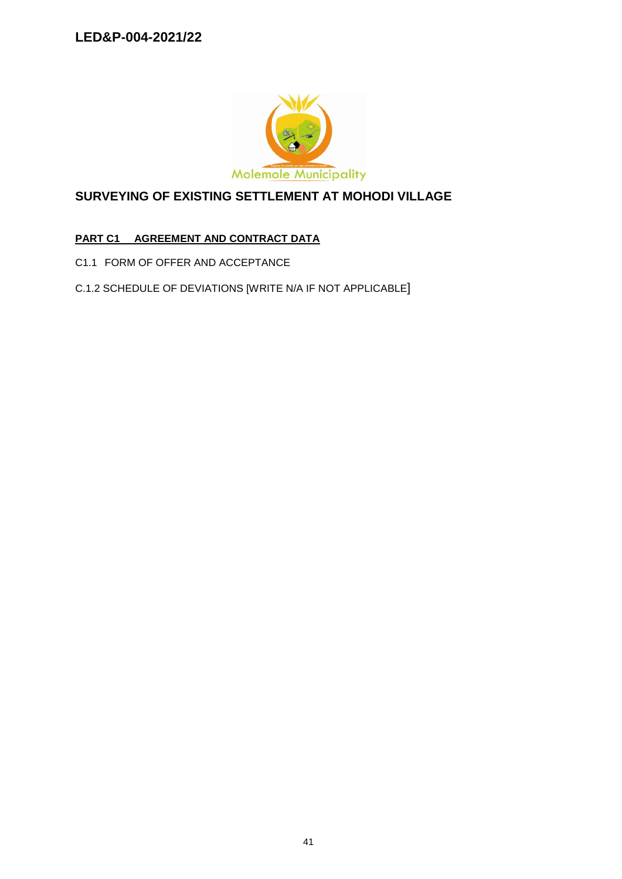# LED&P-004-2021/22

Molemole Municipality

## SURVEYING OF EXISTING SETTLEMENT AT MOHODI VILLAGE

**PART C1 AGREEMENT AND CONTRACT DATA**

C1.1 FORM OF OFFER AND ACCEPTANCE

C.1.2 SCHEDULE OF DEVIATIONS [WRITE N/A IF NOT APPLICABLE]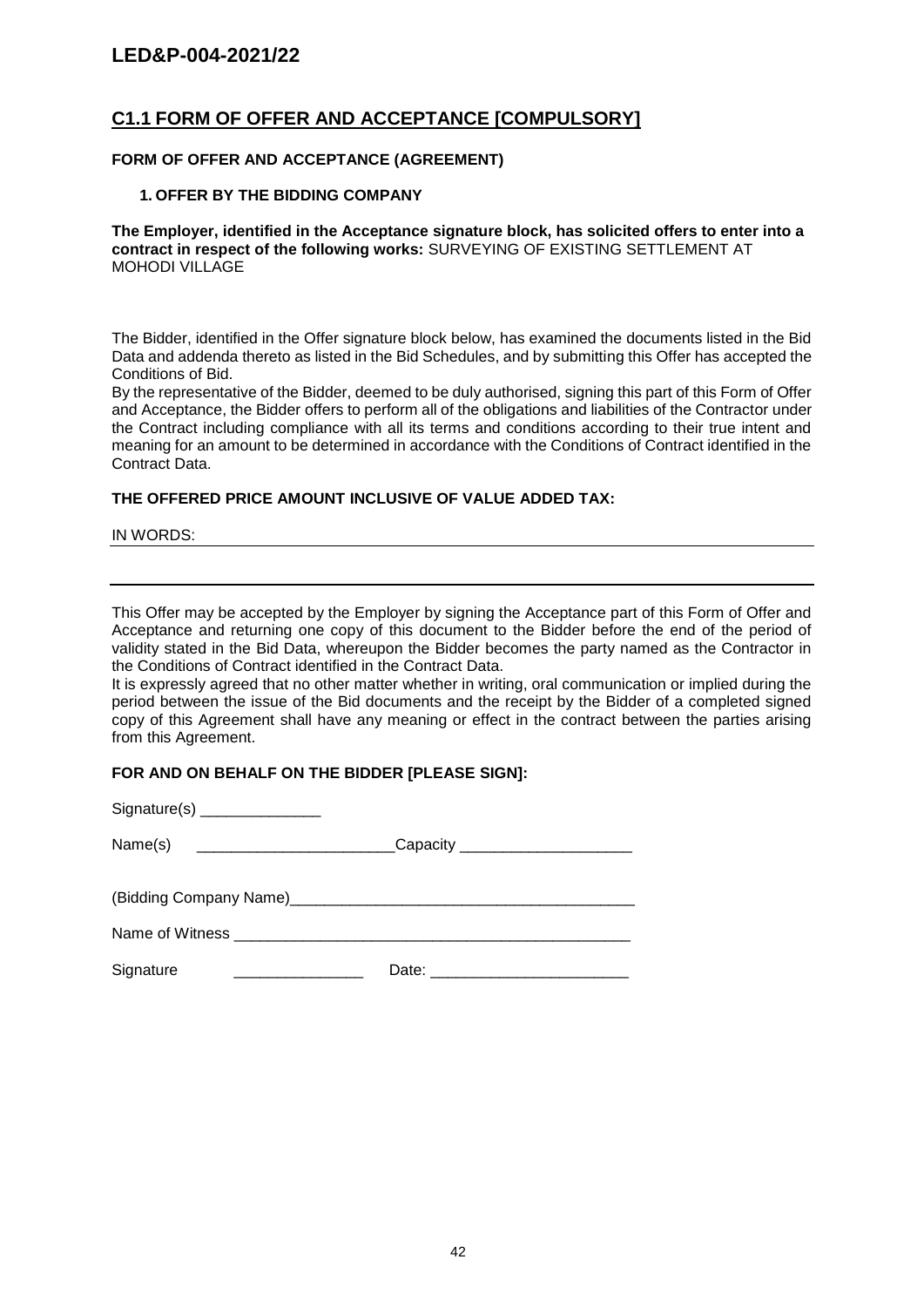# LED&P-004-2021/22

## C1.1 FORM OF OFFER AND ACCEPTANCE [COMPULSORY]

**FORM OF OFFER AND ACCEPTANCE (AGREEMENT)**

**1. OFFER BY THE BIDDING COMPANY**

**The Employer, identified in the Acceptance signature block, has solicited offers to enter into a contract in respect of the following works:** SURVEYING OF EXISTING SETTLEMENT AT MOHODI VILLAGE

The Bidder, identified in the Offer signature block below, has examined the documents listed in the Bid Data and addenda thereto as listed in the Bid Schedules, and by submitting this Offer has accepted the Conditions of Bid.

By the representative of the Bidder, deemed to be duly authorised, signing this part of this Form of Offer and Acceptance, the Bidder offers to perform all of the obligations and liabilities of the Contractor under the Contract including compliance with all its terms and conditions according to their true intent and meaning for an amount to be determined in accordance with the Conditions of Contract identified in the Contract Data.

**THE OFFERED PRICE AMOUNT INCLUSIVE OF VALUE ADDED TAX:**

IN WORDS: ______________________________________________

______________________________________________

This Offer may be accepted by the Employer by signing the Acceptance part of this Form of Offer and Acceptance and returning one copy of this document to the Bidder before the end of the period of validity stated in the Bid Data, whereupon the Bidder becomes the party named as the Contractor in the Conditions of Contract identified in the Contract Data.

It is expressly agreed that no other matter whether in writing, oral communication or implied during the period between the issue of the Bid documents and the receipt by the Bidder of a completed signed copy of this Agreement shall have any meaning or effect in the contract between the parties arising from this Agreement.

**FOR AND ON BEHALF ON THE BIDDER [PLEASE SIGN]:**

Signature(s) ______________

Name(s) _______________________ Capacity ____________________

(Bidding Company Name)________________________________________

Name of Witness ______________________________________________

Signature _______________ Date: _______________________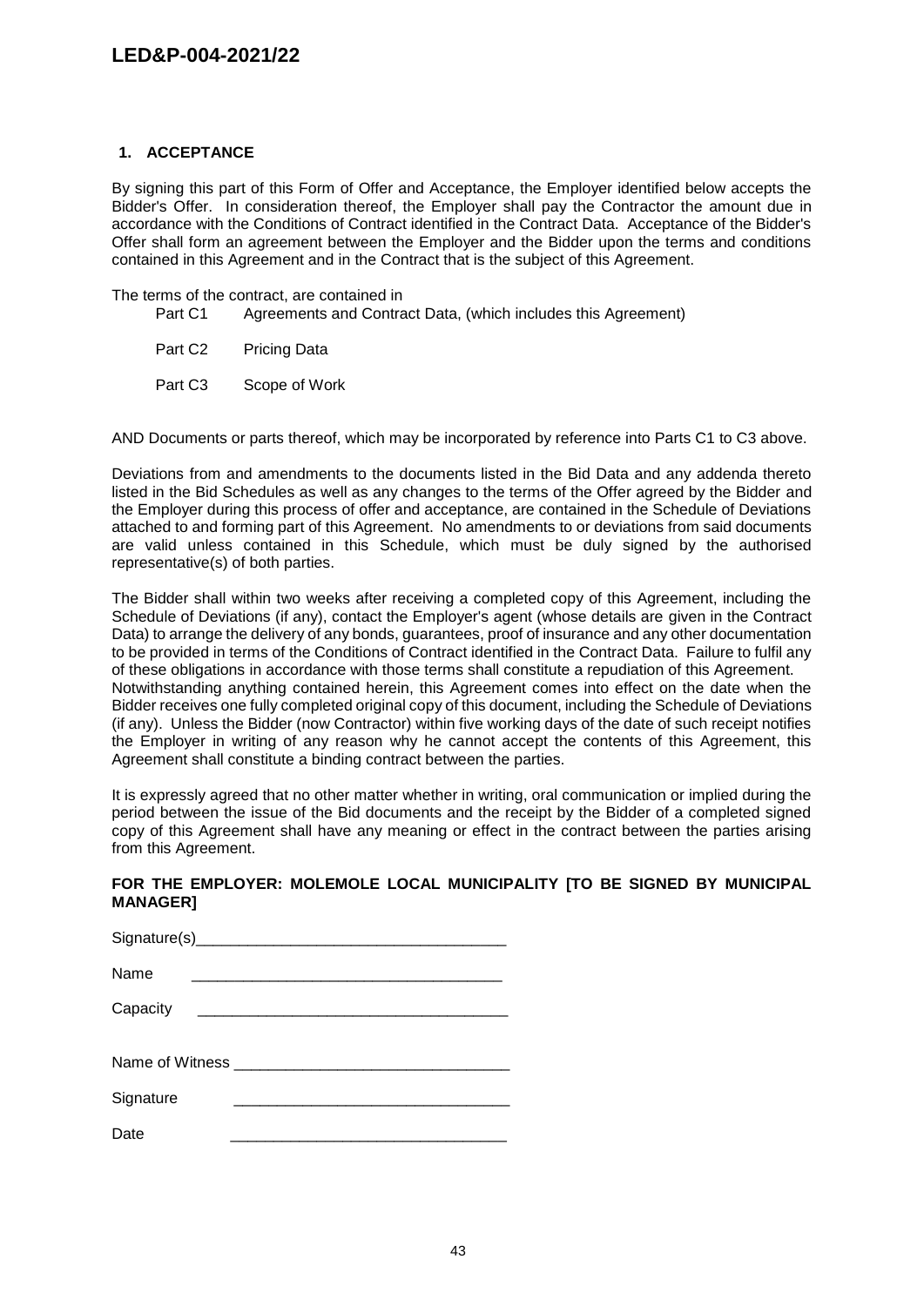## 1. ACCEPTANCE

By signing this part of this Form of Offer and Acceptance, the Employer identified below accepts the Bidder's Offer. In consideration thereof, the Employer shall pay the Contractor the amount due in accordance with the Conditions of Contract identified in the Contract Data. Acceptance of the Bidder's Offer shall form an agreement between the Employer and the Bidder upon the terms and conditions contained in this Agreement and in the Contract that is the subject of this Agreement.

The terms of the contract, are contained in

- Part C1 Agreements and Contract Data, (which includes this Agreement)
- Part C2 Pricing Data
- Part C3 Scope of Work

AND Documents or parts thereof, which may be incorporated by reference into Parts C1 to C3 above.

Deviations from and amendments to the documents listed in the Bid Data and any addenda thereto listed in the Bid Schedules as well as any changes to the terms of the Offer agreed by the Bidder and the Employer during this process of offer and acceptance, are contained in the Schedule of Deviations attached to and forming part of this Agreement. No amendments to or deviations from said documents are valid unless contained in this Schedule, which must be duly signed by the authorised representative(s) of both parties.

The Bidder shall within two weeks after receiving a completed copy of this Agreement, including the Schedule of Deviations (if any), contact the Employer's agent (whose details are given in the Contract Data) to arrange the delivery of any bonds, guarantees, proof of insurance and any other documentation to be provided in terms of the Conditions of Contract identified in the Contract Data. Failure to fulfil any of these obligations in accordance with those terms shall constitute a repudiation of this Agreement.
Notwithstanding anything contained herein, this Agreement comes into effect on the date when the Bidder receives one fully completed original copy of this document, including the Schedule of Deviations (if any). Unless the Bidder (now Contractor) within five working days of the date of such receipt notifies the Employer in writing of any reason why he cannot accept the contents of this Agreement, this Agreement shall constitute a binding contract between the parties.

It is expressly agreed that no other matter whether in writing, oral communication or implied during the period between the issue of the Bid documents and the receipt by the Bidder of a completed signed copy of this Agreement shall have any meaning or effect in the contract between the parties arising from this Agreement.

**FOR THE EMPLOYER: MOLEMOLE LOCAL MUNICIPALITY [TO BE SIGNED BY MUNICIPAL MANAGER]**

Signature(s)____________________________________

Name ____________________________________

Capacity ____________________________________

Name of Witness ________________________________

Signature ________________________________

Date ________________________________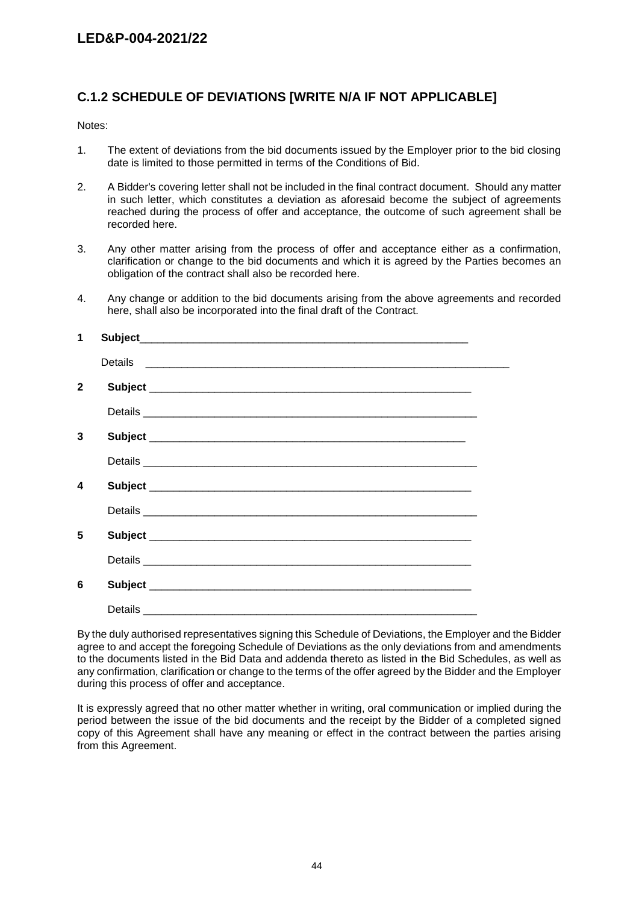## C.1.2 SCHEDULE OF DEVIATIONS [WRITE N/A IF NOT APPLICABLE]

Notes:

1. The extent of deviations from the bid documents issued by the Employer prior to the bid closing date is limited to those permitted in terms of the Conditions of Bid.
2. A Bidder's covering letter shall not be included in the final contract document. Should any matter in such letter, which constitutes a deviation as aforesaid become the subject of agreements reached during the process of offer and acceptance, the outcome of such agreement shall be recorded here.
3. Any other matter arising from the process of offer and acceptance either as a confirmation, clarification or change to the bid documents and which it is agreed by the Parties becomes an obligation of the contract shall also be recorded here.
4. Any change or addition to the bid documents arising from the above agreements and recorded here, shall also be incorporated into the final draft of the Contract.

**1 Subject**\_\_\_\_\_\_\_\_\_\_\_\_\_\_\_\_\_\_\_\_\_\_\_\_\_\_\_\_\_\_\_\_\_\_\_\_\_\_\_\_\_\_\_\_\_\_\_\_\_\_\_\_\_\_

Details \_\_\_\_\_\_\_\_\_\_\_\_\_\_\_\_\_\_\_\_\_\_\_\_\_\_\_\_\_\_\_\_\_\_\_\_\_\_\_\_\_\_\_\_\_\_\_\_\_\_\_\_\_\_\_\_\_\_\_\_\_

**2 Subject** \_\_\_\_\_\_\_\_\_\_\_\_\_\_\_\_\_\_\_\_\_\_\_\_\_\_\_\_\_\_\_\_\_\_\_\_\_\_\_\_\_\_\_\_\_\_\_\_\_\_\_\_\_\_

Details \_\_\_\_\_\_\_\_\_\_\_\_\_\_\_\_\_\_\_\_\_\_\_\_\_\_\_\_\_\_\_\_\_\_\_\_\_\_\_\_\_\_\_\_\_\_\_\_\_\_\_\_\_\_\_\_\_

**3 Subject** \_\_\_\_\_\_\_\_\_\_\_\_\_\_\_\_\_\_\_\_\_\_\_\_\_\_\_\_\_\_\_\_\_\_\_\_\_\_\_\_\_\_\_\_\_\_\_\_\_\_\_\_\_

Details \_\_\_\_\_\_\_\_\_\_\_\_\_\_\_\_\_\_\_\_\_\_\_\_\_\_\_\_\_\_\_\_\_\_\_\_\_\_\_\_\_\_\_\_\_\_\_\_\_\_\_\_\_\_\_\_\_

**4 Subject** \_\_\_\_\_\_\_\_\_\_\_\_\_\_\_\_\_\_\_\_\_\_\_\_\_\_\_\_\_\_\_\_\_\_\_\_\_\_\_\_\_\_\_\_\_\_\_\_\_\_\_\_\_\_

Details \_\_\_\_\_\_\_\_\_\_\_\_\_\_\_\_\_\_\_\_\_\_\_\_\_\_\_\_\_\_\_\_\_\_\_\_\_\_\_\_\_\_\_\_\_\_\_\_\_\_\_\_\_\_\_\_\_

**5 Subject** \_\_\_\_\_\_\_\_\_\_\_\_\_\_\_\_\_\_\_\_\_\_\_\_\_\_\_\_\_\_\_\_\_\_\_\_\_\_\_\_\_\_\_\_\_\_\_\_\_\_\_\_\_\_

Details \_\_\_\_\_\_\_\_\_\_\_\_\_\_\_\_\_\_\_\_\_\_\_\_\_\_\_\_\_\_\_\_\_\_\_\_\_\_\_\_\_\_\_\_\_\_\_\_\_\_\_\_\_\_\_\_

**6 Subject** \_\_\_\_\_\_\_\_\_\_\_\_\_\_\_\_\_\_\_\_\_\_\_\_\_\_\_\_\_\_\_\_\_\_\_\_\_\_\_\_\_\_\_\_\_\_\_\_\_\_\_\_\_\_

Details \_\_\_\_\_\_\_\_\_\_\_\_\_\_\_\_\_\_\_\_\_\_\_\_\_\_\_\_\_\_\_\_\_\_\_\_\_\_\_\_\_\_\_\_\_\_\_\_\_\_\_\_\_\_\_\_\_

By the duly authorised representatives signing this Schedule of Deviations, the Employer and the Bidder agree to and accept the foregoing Schedule of Deviations as the only deviations from and amendments to the documents listed in the Bid Data and addenda thereto as listed in the Bid Schedules, as well as any confirmation, clarification or change to the terms of the offer agreed by the Bidder and the Employer during this process of offer and acceptance.

It is expressly agreed that no other matter whether in writing, oral communication or implied during the period between the issue of the bid documents and the receipt by the Bidder of a completed signed copy of this Agreement shall have any meaning or effect in the contract between the parties arising from this Agreement.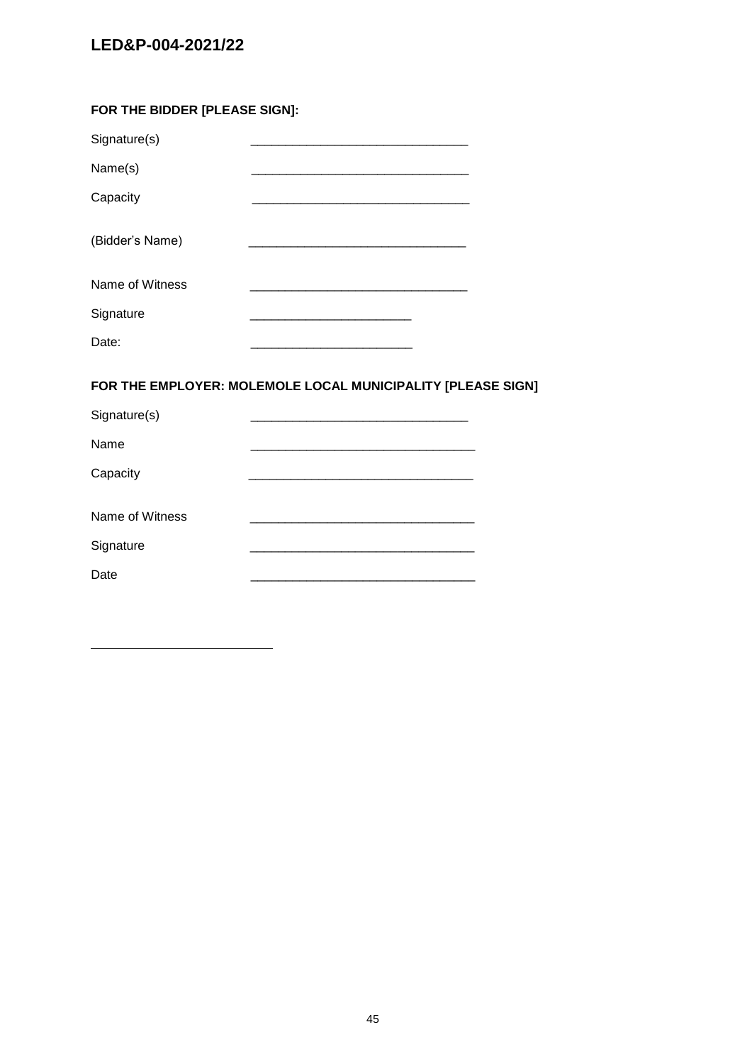**FOR THE BIDDER [PLEASE SIGN]:**

Signature(s) _______________________________

Name(s) _______________________________

Capacity _______________________________

(Bidder's Name) _______________________________

Name of Witness _______________________________

Signature _______________________

Date: _______________________

**FOR THE EMPLOYER: MOLEMOLE LOCAL MUNICIPALITY [PLEASE SIGN]**

Signature(s) _______________________________

Name _______________________________

Capacity _______________________________

Name of Witness _______________________________

Signature _______________________________

Date _______________________________